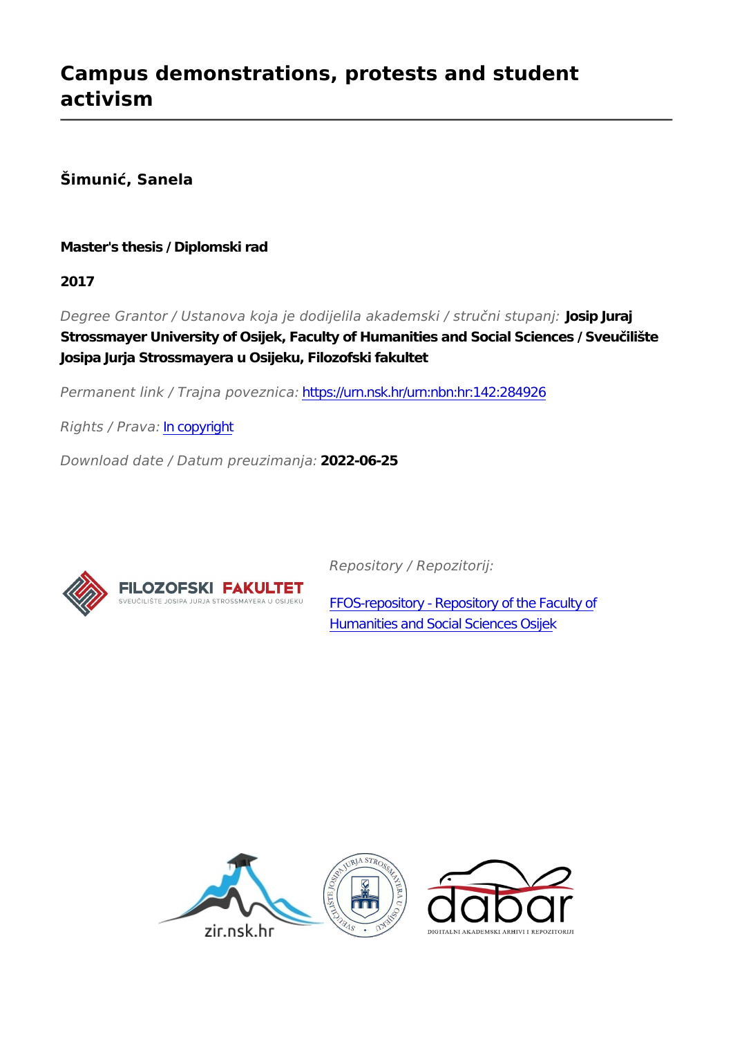# Campus demonstrations, protests and student activism

**Šimunić, Sanela**

**Master's thesis / Diplomski rad**

**2017**

*Degree Grantor / Ustanova koja je dodijelila akademski / stručni stupanj:* **Josip Juraj Strossmayer University of Osijek, Faculty of Humanities and Social Sciences / Sveučilište Josipa Jurja Strossmayera u Osijeku, Filozofski fakultet**

*Permanent link / Trajna poveznica:* https://urn.nsk.hr/urn:nbn:hr:142:284926

*Rights / Prava:* In copyright

*Download date / Datum preuzimanja:* **2022-06-25**

*Repository / Repozitorij:*

FFOS-repository - Repository of the Faculty of Humanities and Social Sciences Osijek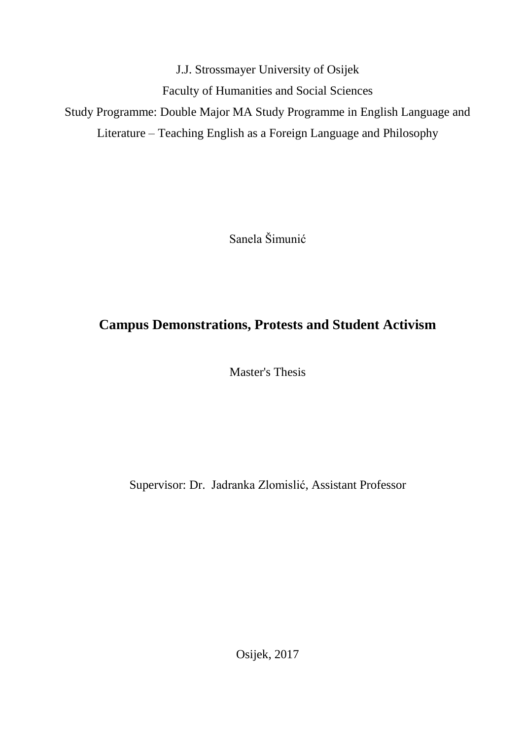J.J. Strossmayer University of Osijek

Faculty of Humanities and Social Sciences

Study Programme: Double Major MA Study Programme in English Language and Literature – Teaching English as a Foreign Language and Philosophy

Sanela Šimunić

# Campus Demonstrations, Protests and Student Activism

Master's Thesis

Supervisor: Dr. Jadranka Zlomislić, Assistant Professor

Osijek, 2017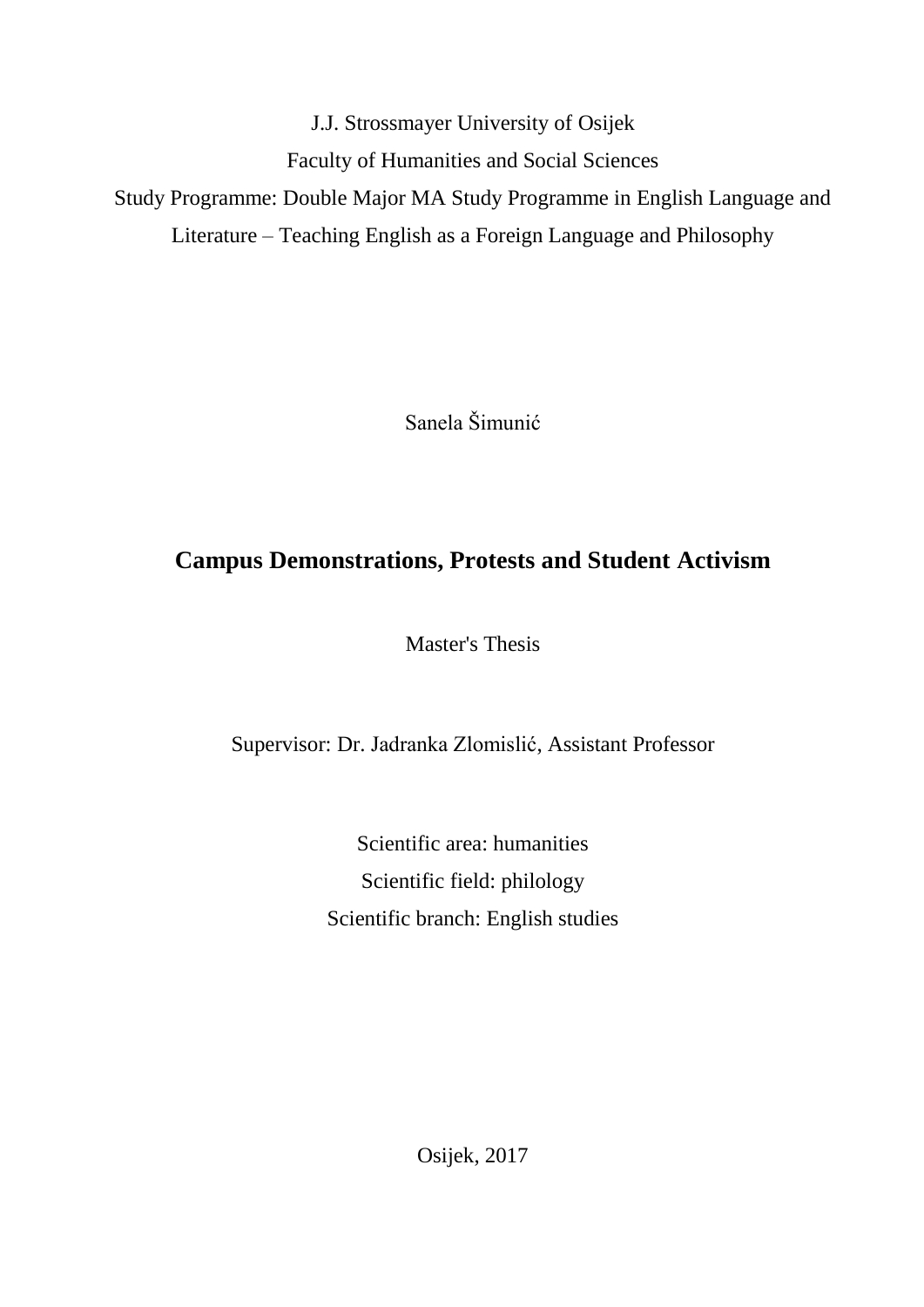J.J. Strossmayer University of Osijek

Faculty of Humanities and Social Sciences

Study Programme: Double Major MA Study Programme in English Language and Literature – Teaching English as a Foreign Language and Philosophy

Sanela Šimunić

# Campus Demonstrations, Protests and Student Activism

Master's Thesis

Supervisor: Dr. Jadranka Zlomislić, Assistant Professor

Scientific area: humanities

Scientific field: philology

Scientific branch: English studies

Osijek, 2017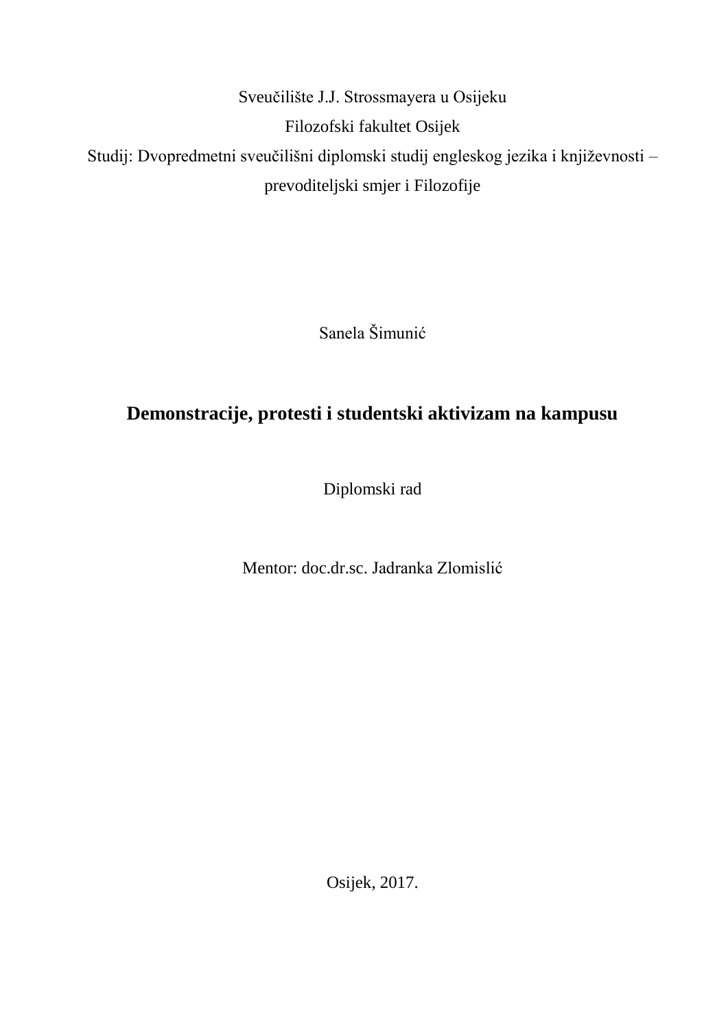Sveučilište J.J. Strossmayera u Osijeku

Filozofski fakultet Osijek

Studij: Dvopredmetni sveučilišni diplomski studij engleskog jezika i književnosti – prevoditeljski smjer i Filozofije

Sanela Šimunić

# Demonstracije, protesti i studentski aktivizam na kampusu

Diplomski rad

Mentor: doc.dr.sc. Jadranka Zlomislić

Osijek, 2017.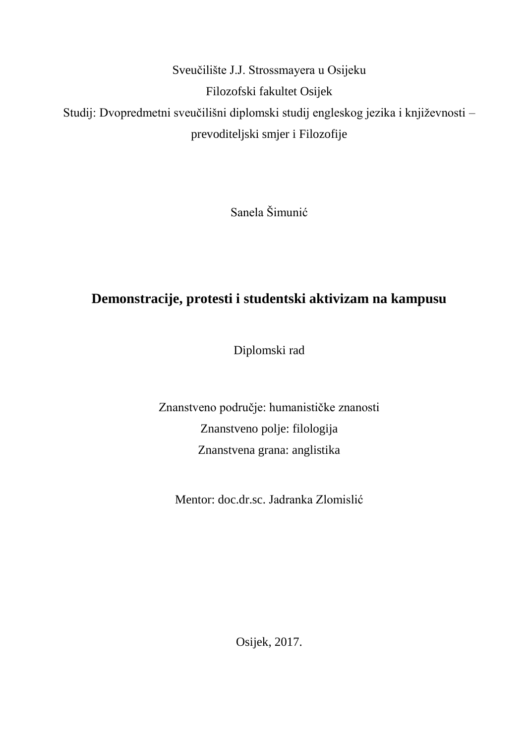Sveučilište J.J. Strossmayera u Osijeku

Filozofski fakultet Osijek

Studij: Dvopredmetni sveučilišni diplomski studij engleskog jezika i književnosti – prevoditeljski smjer i Filozofije

Sanela Šimunić

# Demonstracije, protesti i studentski aktivizam na kampusu

Diplomski rad

Znanstveno područje: humanističke znanosti

Znanstveno polje: filologija

Znanstvena grana: anglistika

Mentor: doc.dr.sc. Jadranka Zlomislić

Osijek, 2017.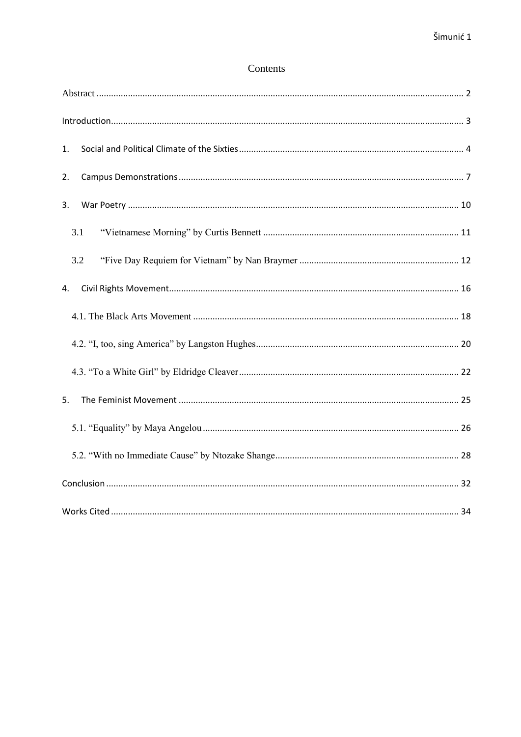# Contents

Abstract ..................................................................................................................................... 2

Introduction................................................................................................................................ 3

1. Social and Political Climate of the Sixties ............................................................................ 4

2. Campus Demonstrations ..................................................................................................... 7

3. War Poetry ....................................................................................................................... 10

   3.1 "Vietnamese Morning" by Curtis Bennett ................................................................ 11

   3.2 "Five Day Requiem for Vietnam" by Nan Braymer ................................................. 12

4. Civil Rights Movement....................................................................................................... 16

   4.1. The Black Arts Movement ............................................................................................ 18

   4.2. "I, too, sing America" by Langston Hughes.................................................................. 20

   4.3. "To a White Girl" by Eldridge Cleaver......................................................................... 22

5. The Feminist Movement ................................................................................................... 25

   5.1. "Equality" by Maya Angelou ........................................................................................ 26

   5.2. "With no Immediate Cause" by Ntozake Shange.......................................................... 28

Conclusion ................................................................................................................................ 32

Works Cited .............................................................................................................................. 34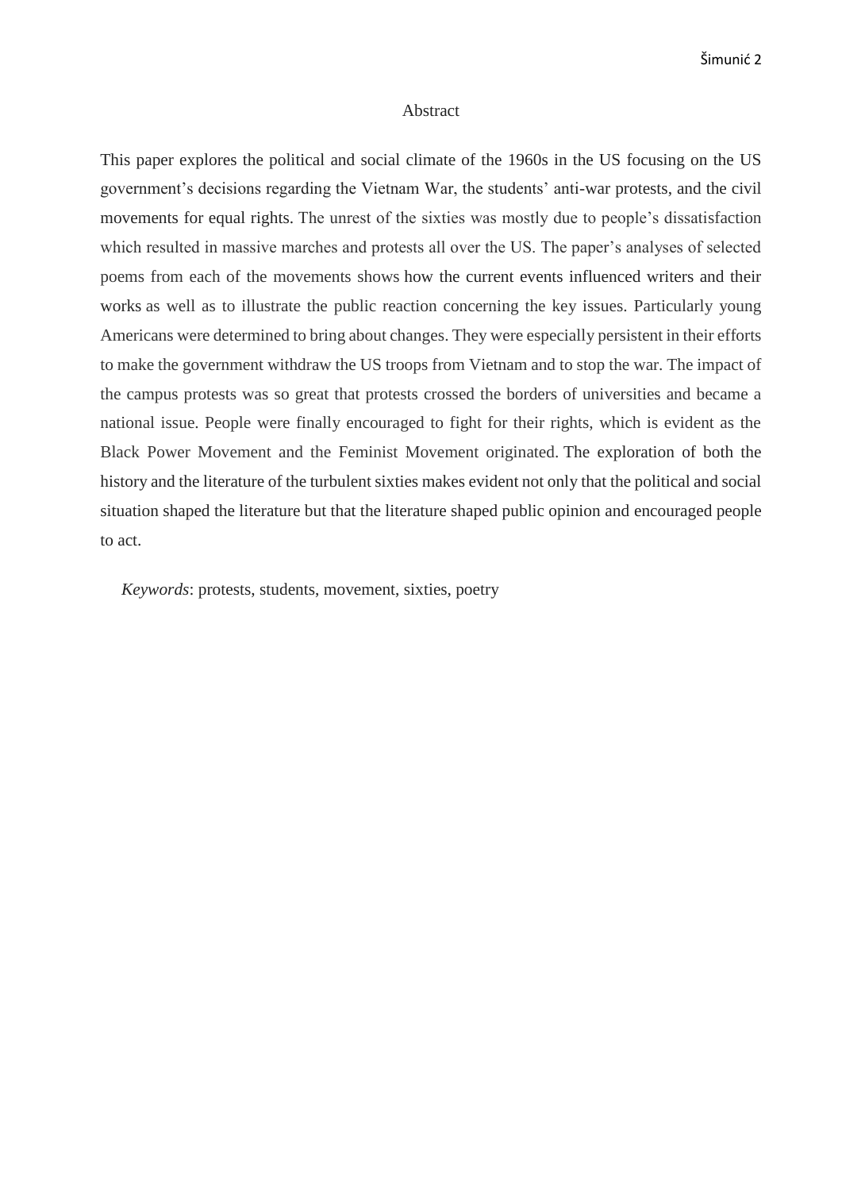## Abstract

This paper explores the political and social climate of the 1960s in the US focusing on the US government's decisions regarding the Vietnam War, the students' anti-war protests, and the civil movements for equal rights. The unrest of the sixties was mostly due to people's dissatisfaction which resulted in massive marches and protests all over the US. The paper's analyses of selected poems from each of the movements shows how the current events influenced writers and their works as well as to illustrate the public reaction concerning the key issues. Particularly young Americans were determined to bring about changes. They were especially persistent in their efforts to make the government withdraw the US troops from Vietnam and to stop the war. The impact of the campus protests was so great that protests crossed the borders of universities and became a national issue. People were finally encouraged to fight for their rights, which is evident as the Black Power Movement and the Feminist Movement originated. The exploration of both the history and the literature of the turbulent sixties makes evident not only that the political and social situation shaped the literature but that the literature shaped public opinion and encouraged people to act.

*Keywords*: protests, students, movement, sixties, poetry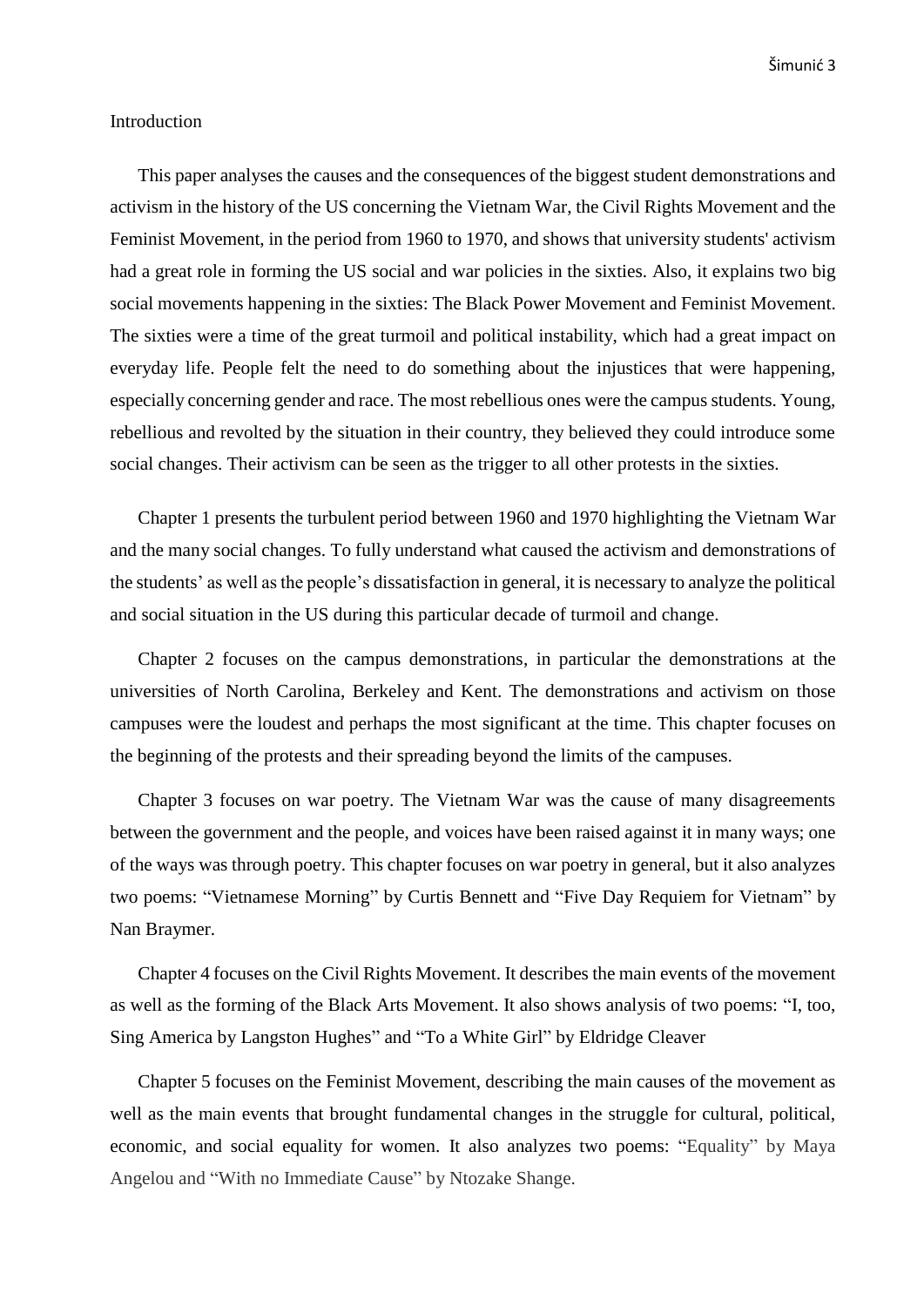# Introduction

This paper analyses the causes and the consequences of the biggest student demonstrations and activism in the history of the US concerning the Vietnam War, the Civil Rights Movement and the Feminist Movement, in the period from 1960 to 1970, and shows that university students' activism had a great role in forming the US social and war policies in the sixties. Also, it explains two big social movements happening in the sixties: The Black Power Movement and Feminist Movement. The sixties were a time of the great turmoil and political instability, which had a great impact on everyday life. People felt the need to do something about the injustices that were happening, especially concerning gender and race. The most rebellious ones were the campus students. Young, rebellious and revolted by the situation in their country, they believed they could introduce some social changes. Their activism can be seen as the trigger to all other protests in the sixties.

Chapter 1 presents the turbulent period between 1960 and 1970 highlighting the Vietnam War and the many social changes. To fully understand what caused the activism and demonstrations of the students' as well as the people's dissatisfaction in general, it is necessary to analyze the political and social situation in the US during this particular decade of turmoil and change.

Chapter 2 focuses on the campus demonstrations, in particular the demonstrations at the universities of North Carolina, Berkeley and Kent. The demonstrations and activism on those campuses were the loudest and perhaps the most significant at the time. This chapter focuses on the beginning of the protests and their spreading beyond the limits of the campuses.

Chapter 3 focuses on war poetry. The Vietnam War was the cause of many disagreements between the government and the people, and voices have been raised against it in many ways; one of the ways was through poetry. This chapter focuses on war poetry in general, but it also analyzes two poems: "Vietnamese Morning" by Curtis Bennett and "Five Day Requiem for Vietnam" by Nan Braymer.

Chapter 4 focuses on the Civil Rights Movement. It describes the main events of the movement as well as the forming of the Black Arts Movement. It also shows analysis of two poems: "I, too, Sing America by Langston Hughes" and "To a White Girl" by Eldridge Cleaver

Chapter 5 focuses on the Feminist Movement, describing the main causes of the movement as well as the main events that brought fundamental changes in the struggle for cultural, political, economic, and social equality for women. It also analyzes two poems: "Equality" by Maya Angelou and "With no Immediate Cause" by Ntozake Shange.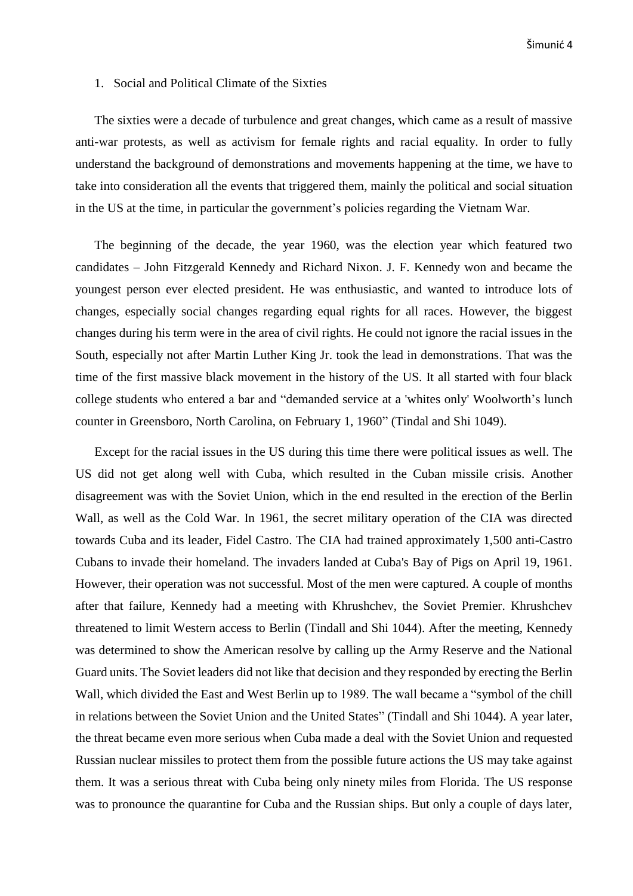# 1. Social and Political Climate of the Sixties

The sixties were a decade of turbulence and great changes, which came as a result of massive anti-war protests, as well as activism for female rights and racial equality. In order to fully understand the background of demonstrations and movements happening at the time, we have to take into consideration all the events that triggered them, mainly the political and social situation in the US at the time, in particular the government's policies regarding the Vietnam War.

The beginning of the decade, the year 1960, was the election year which featured two candidates – John Fitzgerald Kennedy and Richard Nixon. J. F. Kennedy won and became the youngest person ever elected president. He was enthusiastic, and wanted to introduce lots of changes, especially social changes regarding equal rights for all races. However, the biggest changes during his term were in the area of civil rights. He could not ignore the racial issues in the South, especially not after Martin Luther King Jr. took the lead in demonstrations. That was the time of the first massive black movement in the history of the US. It all started with four black college students who entered a bar and "demanded service at a 'whites only' Woolworth's lunch counter in Greensboro, North Carolina, on February 1, 1960" (Tindal and Shi 1049).

Except for the racial issues in the US during this time there were political issues as well. The US did not get along well with Cuba, which resulted in the Cuban missile crisis. Another disagreement was with the Soviet Union, which in the end resulted in the erection of the Berlin Wall, as well as the Cold War. In 1961, the secret military operation of the CIA was directed towards Cuba and its leader, Fidel Castro. The CIA had trained approximately 1,500 anti-Castro Cubans to invade their homeland. The invaders landed at Cuba's Bay of Pigs on April 19, 1961. However, their operation was not successful. Most of the men were captured. A couple of months after that failure, Kennedy had a meeting with Khrushchev, the Soviet Premier. Khrushchev threatened to limit Western access to Berlin (Tindall and Shi 1044). After the meeting, Kennedy was determined to show the American resolve by calling up the Army Reserve and the National Guard units. The Soviet leaders did not like that decision and they responded by erecting the Berlin Wall, which divided the East and West Berlin up to 1989. The wall became a "symbol of the chill in relations between the Soviet Union and the United States" (Tindall and Shi 1044). A year later, the threat became even more serious when Cuba made a deal with the Soviet Union and requested Russian nuclear missiles to protect them from the possible future actions the US may take against them. It was a serious threat with Cuba being only ninety miles from Florida. The US response was to pronounce the quarantine for Cuba and the Russian ships. But only a couple of days later,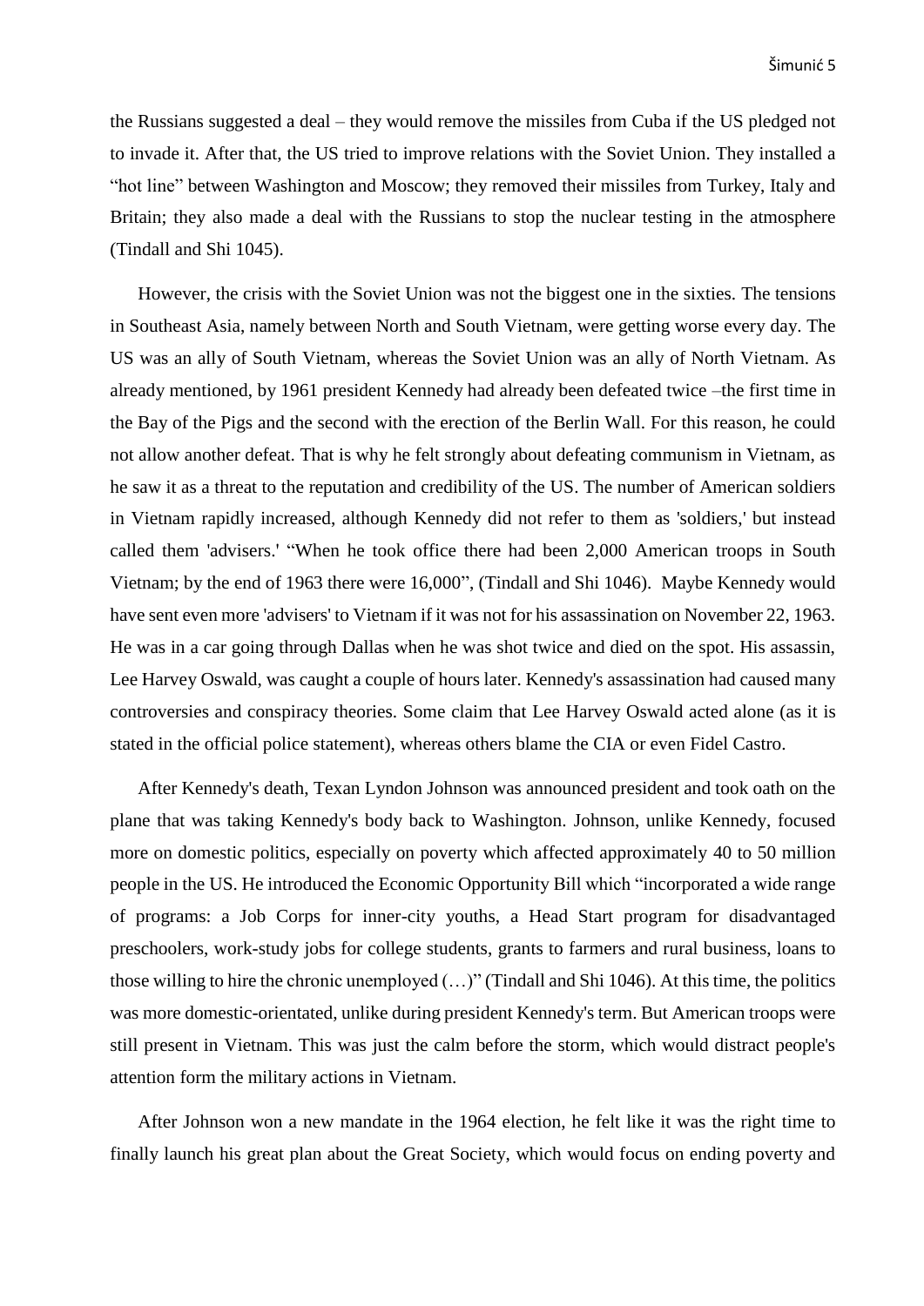the Russians suggested a deal – they would remove the missiles from Cuba if the US pledged not to invade it. After that, the US tried to improve relations with the Soviet Union. They installed a "hot line" between Washington and Moscow; they removed their missiles from Turkey, Italy and Britain; they also made a deal with the Russians to stop the nuclear testing in the atmosphere (Tindall and Shi 1045).

However, the crisis with the Soviet Union was not the biggest one in the sixties. The tensions in Southeast Asia, namely between North and South Vietnam, were getting worse every day. The US was an ally of South Vietnam, whereas the Soviet Union was an ally of North Vietnam. As already mentioned, by 1961 president Kennedy had already been defeated twice –the first time in the Bay of the Pigs and the second with the erection of the Berlin Wall. For this reason, he could not allow another defeat. That is why he felt strongly about defeating communism in Vietnam, as he saw it as a threat to the reputation and credibility of the US. The number of American soldiers in Vietnam rapidly increased, although Kennedy did not refer to them as 'soldiers,' but instead called them 'advisers.' "When he took office there had been 2,000 American troops in South Vietnam; by the end of 1963 there were 16,000", (Tindall and Shi 1046). Maybe Kennedy would have sent even more 'advisers' to Vietnam if it was not for his assassination on November 22, 1963. He was in a car going through Dallas when he was shot twice and died on the spot. His assassin, Lee Harvey Oswald, was caught a couple of hours later. Kennedy's assassination had caused many controversies and conspiracy theories. Some claim that Lee Harvey Oswald acted alone (as it is stated in the official police statement), whereas others blame the CIA or even Fidel Castro.

After Kennedy's death, Texan Lyndon Johnson was announced president and took oath on the plane that was taking Kennedy's body back to Washington. Johnson, unlike Kennedy, focused more on domestic politics, especially on poverty which affected approximately 40 to 50 million people in the US. He introduced the Economic Opportunity Bill which "incorporated a wide range of programs: a Job Corps for inner-city youths, a Head Start program for disadvantaged preschoolers, work-study jobs for college students, grants to farmers and rural business, loans to those willing to hire the chronic unemployed (…)" (Tindall and Shi 1046). At this time, the politics was more domestic-orientated, unlike during president Kennedy's term. But American troops were still present in Vietnam. This was just the calm before the storm, which would distract people's attention form the military actions in Vietnam.

After Johnson won a new mandate in the 1964 election, he felt like it was the right time to finally launch his great plan about the Great Society, which would focus on ending poverty and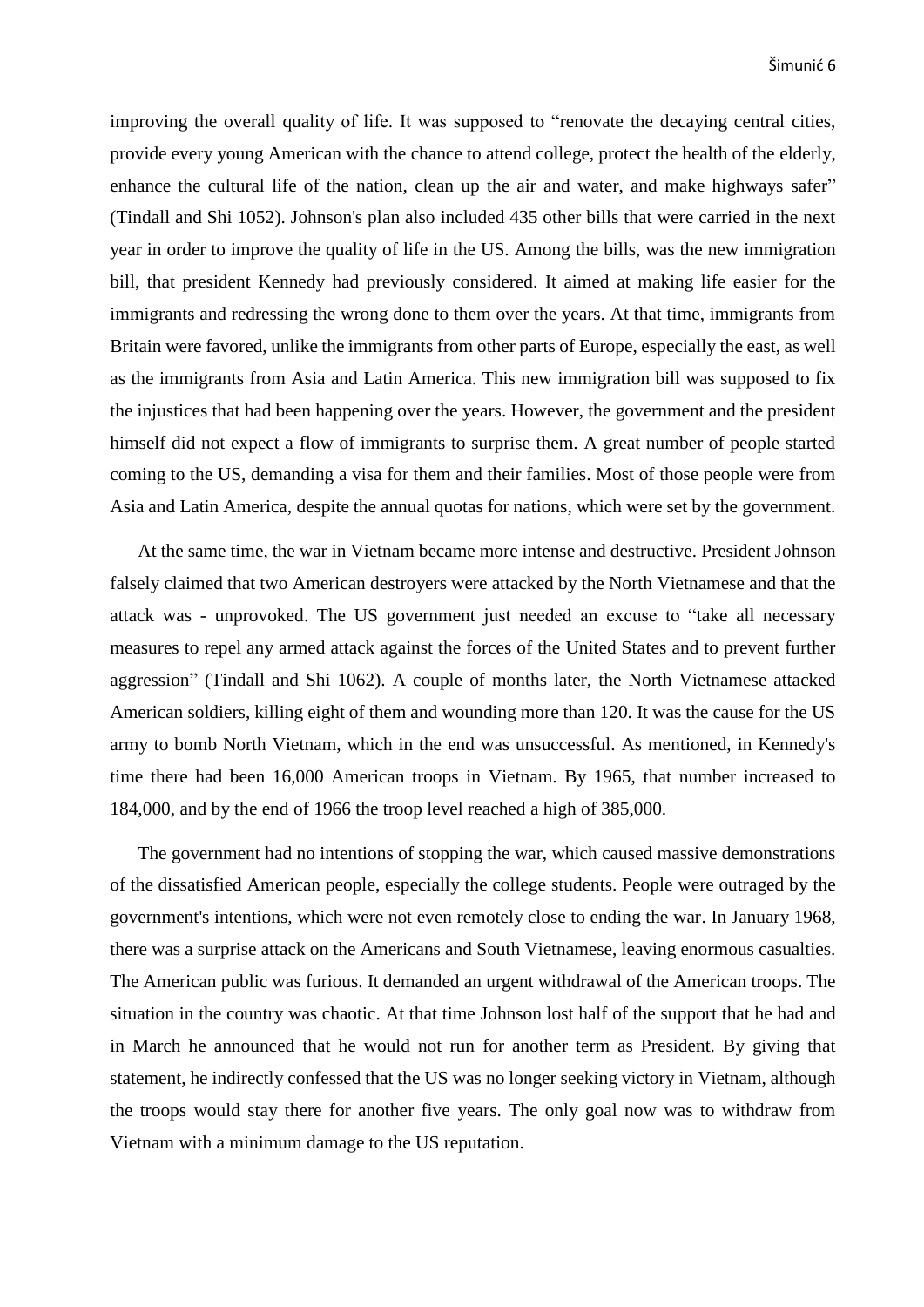improving the overall quality of life. It was supposed to "renovate the decaying central cities, provide every young American with the chance to attend college, protect the health of the elderly, enhance the cultural life of the nation, clean up the air and water, and make highways safer" (Tindall and Shi 1052). Johnson's plan also included 435 other bills that were carried in the next year in order to improve the quality of life in the US. Among the bills, was the new immigration bill, that president Kennedy had previously considered. It aimed at making life easier for the immigrants and redressing the wrong done to them over the years. At that time, immigrants from Britain were favored, unlike the immigrants from other parts of Europe, especially the east, as well as the immigrants from Asia and Latin America. This new immigration bill was supposed to fix the injustices that had been happening over the years. However, the government and the president himself did not expect a flow of immigrants to surprise them. A great number of people started coming to the US, demanding a visa for them and their families. Most of those people were from Asia and Latin America, despite the annual quotas for nations, which were set by the government.

At the same time, the war in Vietnam became more intense and destructive. President Johnson falsely claimed that two American destroyers were attacked by the North Vietnamese and that the attack was - unprovoked. The US government just needed an excuse to "take all necessary measures to repel any armed attack against the forces of the United States and to prevent further aggression" (Tindall and Shi 1062). A couple of months later, the North Vietnamese attacked American soldiers, killing eight of them and wounding more than 120. It was the cause for the US army to bomb North Vietnam, which in the end was unsuccessful. As mentioned, in Kennedy's time there had been 16,000 American troops in Vietnam. By 1965, that number increased to 184,000, and by the end of 1966 the troop level reached a high of 385,000.

The government had no intentions of stopping the war, which caused massive demonstrations of the dissatisfied American people, especially the college students. People were outraged by the government's intentions, which were not even remotely close to ending the war. In January 1968, there was a surprise attack on the Americans and South Vietnamese, leaving enormous casualties. The American public was furious. It demanded an urgent withdrawal of the American troops. The situation in the country was chaotic. At that time Johnson lost half of the support that he had and in March he announced that he would not run for another term as President. By giving that statement, he indirectly confessed that the US was no longer seeking victory in Vietnam, although the troops would stay there for another five years. The only goal now was to withdraw from Vietnam with a minimum damage to the US reputation.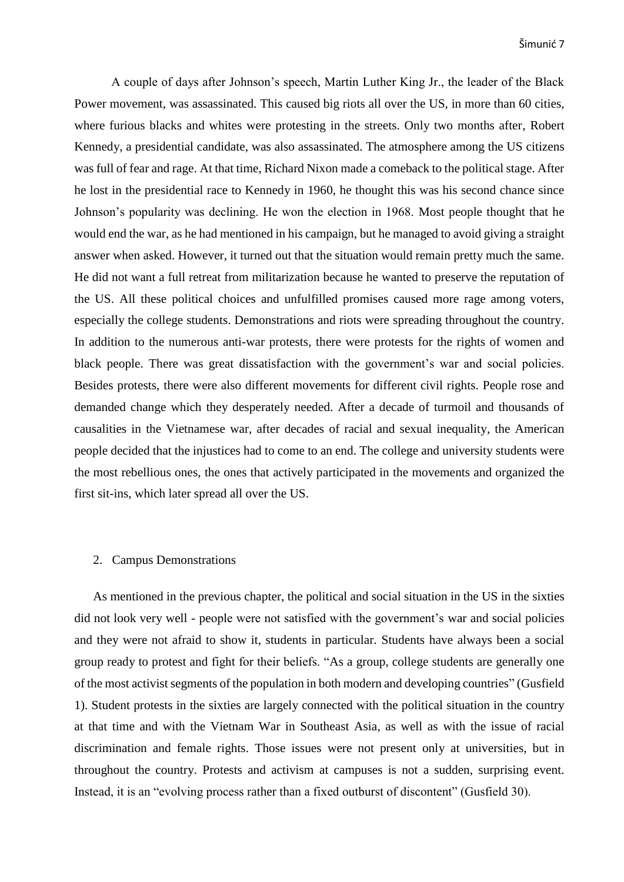A couple of days after Johnson's speech, Martin Luther King Jr., the leader of the Black Power movement, was assassinated. This caused big riots all over the US, in more than 60 cities, where furious blacks and whites were protesting in the streets. Only two months after, Robert Kennedy, a presidential candidate, was also assassinated. The atmosphere among the US citizens was full of fear and rage. At that time, Richard Nixon made a comeback to the political stage. After he lost in the presidential race to Kennedy in 1960, he thought this was his second chance since Johnson's popularity was declining. He won the election in 1968. Most people thought that he would end the war, as he had mentioned in his campaign, but he managed to avoid giving a straight answer when asked. However, it turned out that the situation would remain pretty much the same. He did not want a full retreat from militarization because he wanted to preserve the reputation of the US. All these political choices and unfulfilled promises caused more rage among voters, especially the college students. Demonstrations and riots were spreading throughout the country. In addition to the numerous anti-war protests, there were protests for the rights of women and black people. There was great dissatisfaction with the government's war and social policies. Besides protests, there were also different movements for different civil rights. People rose and demanded change which they desperately needed. After a decade of turmoil and thousands of causalities in the Vietnamese war, after decades of racial and sexual inequality, the American people decided that the injustices had to come to an end. The college and university students were the most rebellious ones, the ones that actively participated in the movements and organized the first sit-ins, which later spread all over the US.

## 2. Campus Demonstrations

As mentioned in the previous chapter, the political and social situation in the US in the sixties did not look very well - people were not satisfied with the government's war and social policies and they were not afraid to show it, students in particular. Students have always been a social group ready to protest and fight for their beliefs. "As a group, college students are generally one of the most activist segments of the population in both modern and developing countries" (Gusfield 1). Student protests in the sixties are largely connected with the political situation in the country at that time and with the Vietnam War in Southeast Asia, as well as with the issue of racial discrimination and female rights. Those issues were not present only at universities, but in throughout the country. Protests and activism at campuses is not a sudden, surprising event. Instead, it is an "evolving process rather than a fixed outburst of discontent" (Gusfield 30).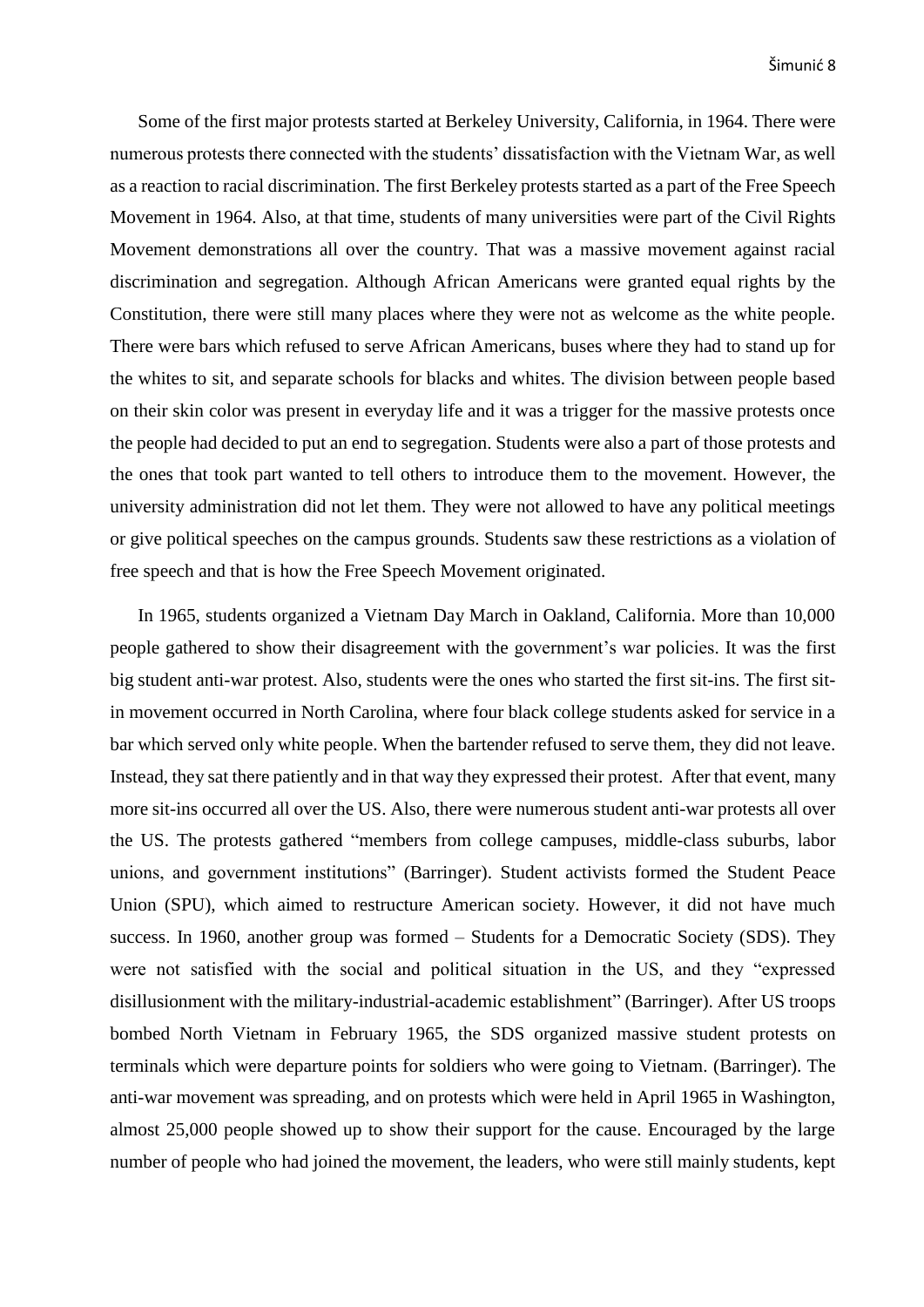Some of the first major protests started at Berkeley University, California, in 1964. There were numerous protests there connected with the students' dissatisfaction with the Vietnam War, as well as a reaction to racial discrimination. The first Berkeley protests started as a part of the Free Speech Movement in 1964. Also, at that time, students of many universities were part of the Civil Rights Movement demonstrations all over the country. That was a massive movement against racial discrimination and segregation. Although African Americans were granted equal rights by the Constitution, there were still many places where they were not as welcome as the white people. There were bars which refused to serve African Americans, buses where they had to stand up for the whites to sit, and separate schools for blacks and whites. The division between people based on their skin color was present in everyday life and it was a trigger for the massive protests once the people had decided to put an end to segregation. Students were also a part of those protests and the ones that took part wanted to tell others to introduce them to the movement. However, the university administration did not let them. They were not allowed to have any political meetings or give political speeches on the campus grounds. Students saw these restrictions as a violation of free speech and that is how the Free Speech Movement originated.

In 1965, students organized a Vietnam Day March in Oakland, California. More than 10,000 people gathered to show their disagreement with the government's war policies. It was the first big student anti-war protest. Also, students were the ones who started the first sit-ins. The first sit-in movement occurred in North Carolina, where four black college students asked for service in a bar which served only white people. When the bartender refused to serve them, they did not leave. Instead, they sat there patiently and in that way they expressed their protest. After that event, many more sit-ins occurred all over the US. Also, there were numerous student anti-war protests all over the US. The protests gathered "members from college campuses, middle-class suburbs, labor unions, and government institutions" (Barringer). Student activists formed the Student Peace Union (SPU), which aimed to restructure American society. However, it did not have much success. In 1960, another group was formed – Students for a Democratic Society (SDS). They were not satisfied with the social and political situation in the US, and they "expressed disillusionment with the military-industrial-academic establishment" (Barringer). After US troops bombed North Vietnam in February 1965, the SDS organized massive student protests on terminals which were departure points for soldiers who were going to Vietnam. (Barringer). The anti-war movement was spreading, and on protests which were held in April 1965 in Washington, almost 25,000 people showed up to show their support for the cause. Encouraged by the large number of people who had joined the movement, the leaders, who were still mainly students, kept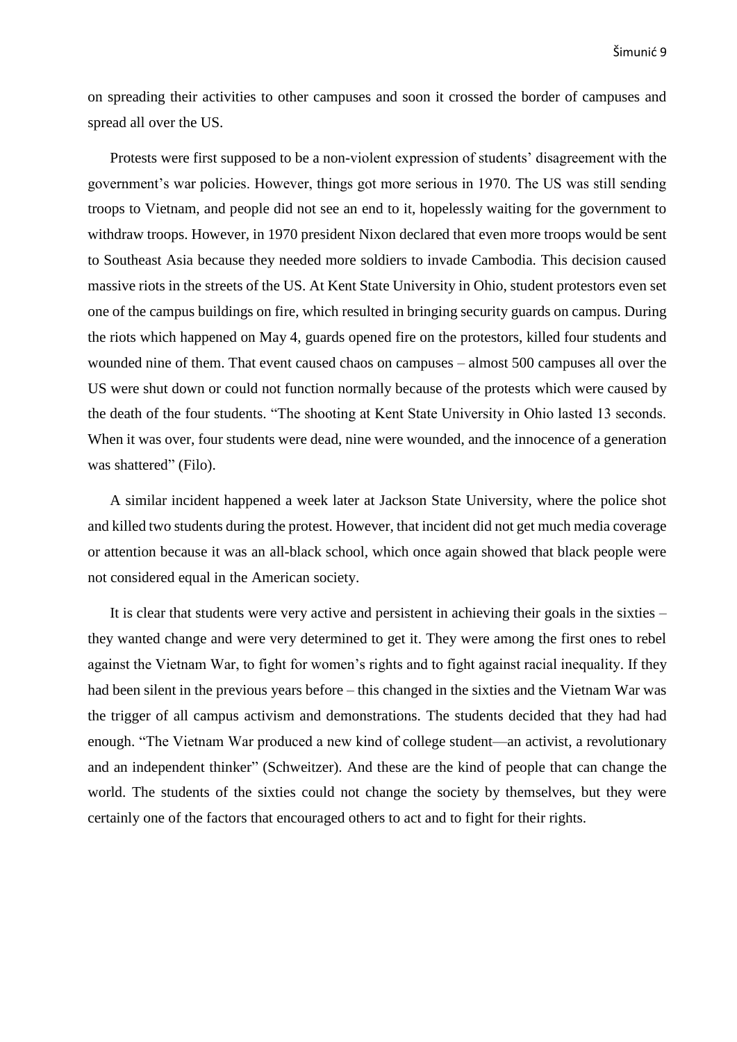on spreading their activities to other campuses and soon it crossed the border of campuses and spread all over the US.

Protests were first supposed to be a non-violent expression of students' disagreement with the government's war policies. However, things got more serious in 1970. The US was still sending troops to Vietnam, and people did not see an end to it, hopelessly waiting for the government to withdraw troops. However, in 1970 president Nixon declared that even more troops would be sent to Southeast Asia because they needed more soldiers to invade Cambodia. This decision caused massive riots in the streets of the US. At Kent State University in Ohio, student protestors even set one of the campus buildings on fire, which resulted in bringing security guards on campus. During the riots which happened on May 4, guards opened fire on the protestors, killed four students and wounded nine of them. That event caused chaos on campuses – almost 500 campuses all over the US were shut down or could not function normally because of the protests which were caused by the death of the four students. "The shooting at Kent State University in Ohio lasted 13 seconds. When it was over, four students were dead, nine were wounded, and the innocence of a generation was shattered" (Filo).

A similar incident happened a week later at Jackson State University, where the police shot and killed two students during the protest. However, that incident did not get much media coverage or attention because it was an all-black school, which once again showed that black people were not considered equal in the American society.

It is clear that students were very active and persistent in achieving their goals in the sixties – they wanted change and were very determined to get it. They were among the first ones to rebel against the Vietnam War, to fight for women's rights and to fight against racial inequality. If they had been silent in the previous years before – this changed in the sixties and the Vietnam War was the trigger of all campus activism and demonstrations. The students decided that they had had enough. "The Vietnam War produced a new kind of college student—an activist, a revolutionary and an independent thinker" (Schweitzer). And these are the kind of people that can change the world. The students of the sixties could not change the society by themselves, but they were certainly one of the factors that encouraged others to act and to fight for their rights.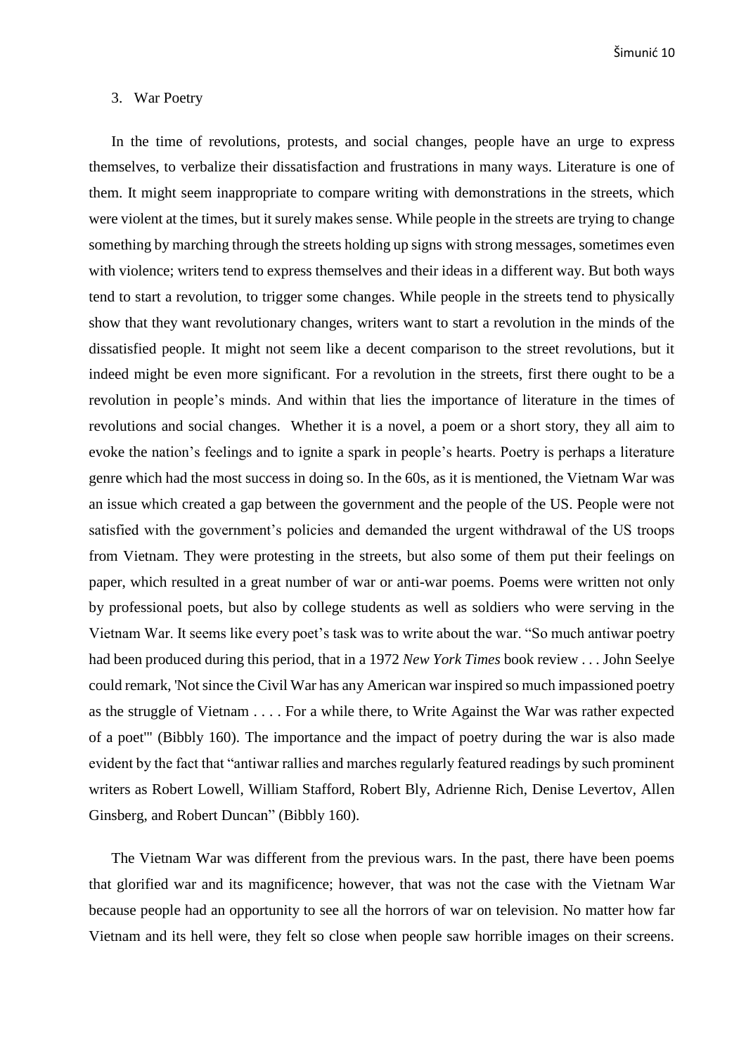## 3. War Poetry

In the time of revolutions, protests, and social changes, people have an urge to express themselves, to verbalize their dissatisfaction and frustrations in many ways. Literature is one of them. It might seem inappropriate to compare writing with demonstrations in the streets, which were violent at the times, but it surely makes sense. While people in the streets are trying to change something by marching through the streets holding up signs with strong messages, sometimes even with violence; writers tend to express themselves and their ideas in a different way. But both ways tend to start a revolution, to trigger some changes. While people in the streets tend to physically show that they want revolutionary changes, writers want to start a revolution in the minds of the dissatisfied people. It might not seem like a decent comparison to the street revolutions, but it indeed might be even more significant. For a revolution in the streets, first there ought to be a revolution in people's minds. And within that lies the importance of literature in the times of revolutions and social changes. Whether it is a novel, a poem or a short story, they all aim to evoke the nation's feelings and to ignite a spark in people's hearts. Poetry is perhaps a literature genre which had the most success in doing so. In the 60s, as it is mentioned, the Vietnam War was an issue which created a gap between the government and the people of the US. People were not satisfied with the government's policies and demanded the urgent withdrawal of the US troops from Vietnam. They were protesting in the streets, but also some of them put their feelings on paper, which resulted in a great number of war or anti-war poems. Poems were written not only by professional poets, but also by college students as well as soldiers who were serving in the Vietnam War. It seems like every poet's task was to write about the war. "So much antiwar poetry had been produced during this period, that in a 1972 *New York Times* book review . . . John Seelye could remark, 'Not since the Civil War has any American war inspired so much impassioned poetry as the struggle of Vietnam . . . . For a while there, to Write Against the War was rather expected of a poet'" (Bibbly 160). The importance and the impact of poetry during the war is also made evident by the fact that "antiwar rallies and marches regularly featured readings by such prominent writers as Robert Lowell, William Stafford, Robert Bly, Adrienne Rich, Denise Levertov, Allen Ginsberg, and Robert Duncan" (Bibbly 160).

The Vietnam War was different from the previous wars. In the past, there have been poems that glorified war and its magnificence; however, that was not the case with the Vietnam War because people had an opportunity to see all the horrors of war on television. No matter how far Vietnam and its hell were, they felt so close when people saw horrible images on their screens.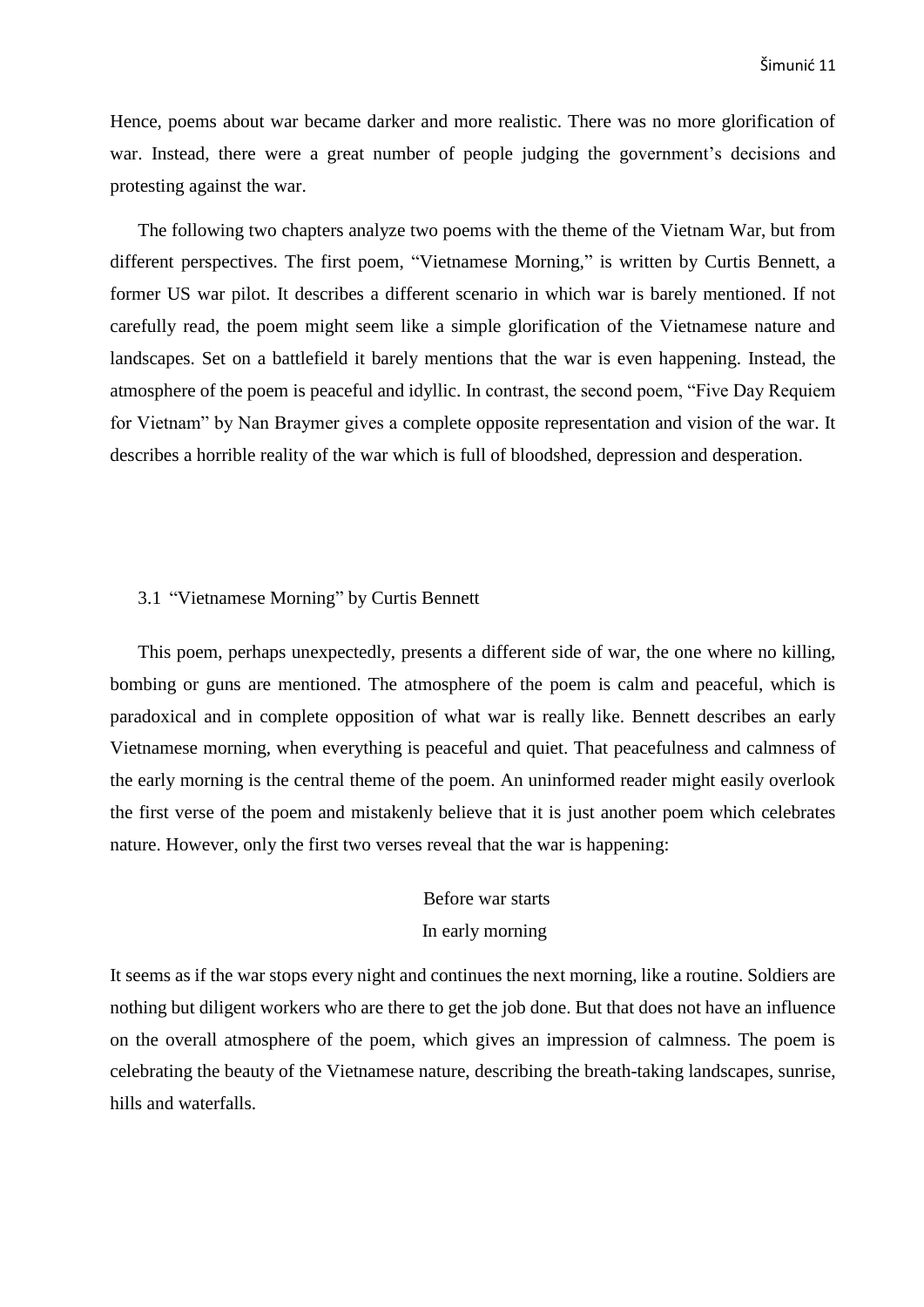Hence, poems about war became darker and more realistic. There was no more glorification of war. Instead, there were a great number of people judging the government's decisions and protesting against the war.

The following two chapters analyze two poems with the theme of the Vietnam War, but from different perspectives. The first poem, "Vietnamese Morning," is written by Curtis Bennett, a former US war pilot. It describes a different scenario in which war is barely mentioned. If not carefully read, the poem might seem like a simple glorification of the Vietnamese nature and landscapes. Set on a battlefield it barely mentions that the war is even happening. Instead, the atmosphere of the poem is peaceful and idyllic. In contrast, the second poem, "Five Day Requiem for Vietnam" by Nan Braymer gives a complete opposite representation and vision of the war. It describes a horrible reality of the war which is full of bloodshed, depression and desperation.

### 3.1 "Vietnamese Morning" by Curtis Bennett

This poem, perhaps unexpectedly, presents a different side of war, the one where no killing, bombing or guns are mentioned. The atmosphere of the poem is calm and peaceful, which is paradoxical and in complete opposition of what war is really like. Bennett describes an early Vietnamese morning, when everything is peaceful and quiet. That peacefulness and calmness of the early morning is the central theme of the poem. An uninformed reader might easily overlook the first verse of the poem and mistakenly believe that it is just another poem which celebrates nature. However, only the first two verses reveal that the war is happening:

> Before war starts
> In early morning

It seems as if the war stops every night and continues the next morning, like a routine. Soldiers are nothing but diligent workers who are there to get the job done. But that does not have an influence on the overall atmosphere of the poem, which gives an impression of calmness. The poem is celebrating the beauty of the Vietnamese nature, describing the breath-taking landscapes, sunrise, hills and waterfalls.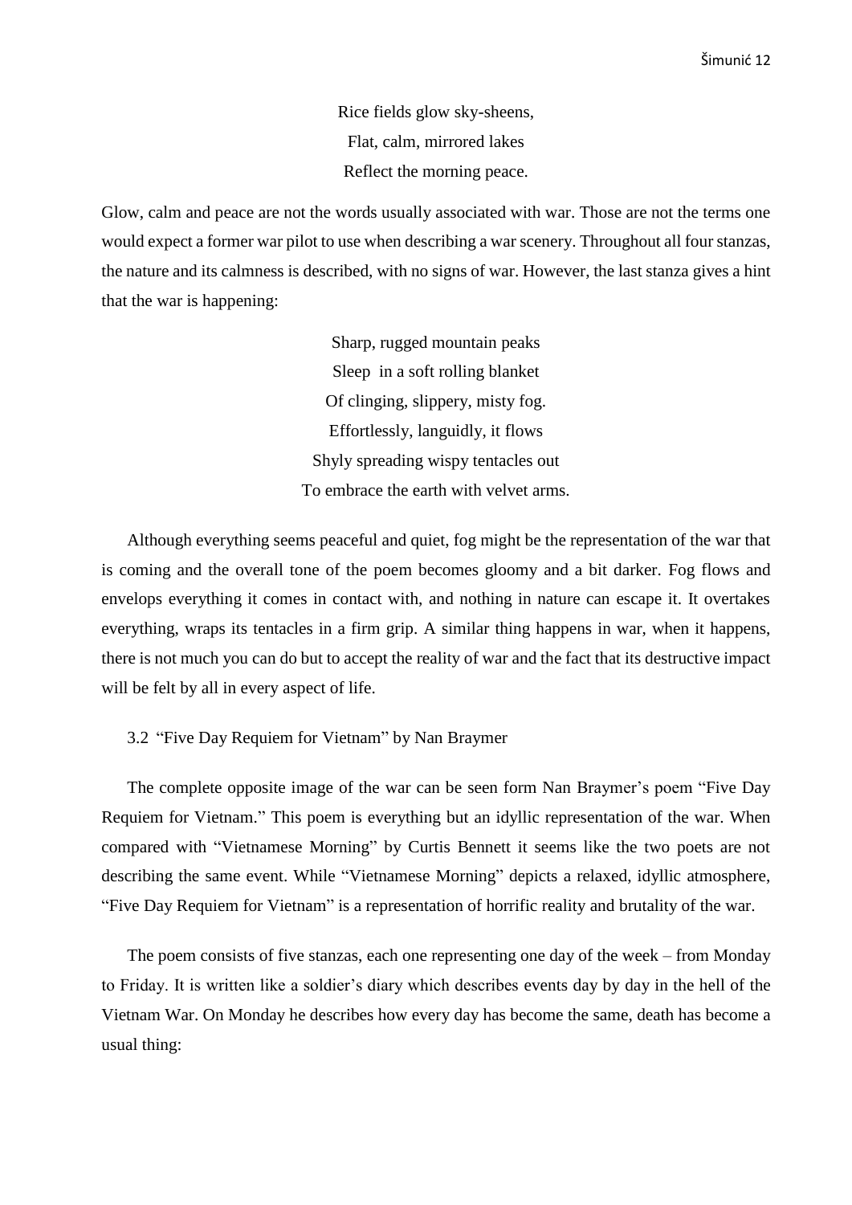Rice fields glow sky-sheens,  
Flat, calm, mirrored lakes  
Reflect the morning peace.

Glow, calm and peace are not the words usually associated with war. Those are not the terms one would expect a former war pilot to use when describing a war scenery. Throughout all four stanzas, the nature and its calmness is described, with no signs of war. However, the last stanza gives a hint that the war is happening:

Sharp, rugged mountain peaks  
Sleep in a soft rolling blanket  
Of clinging, slippery, misty fog.  
Effortlessly, languidly, it flows  
Shyly spreading wispy tentacles out  
To embrace the earth with velvet arms.

Although everything seems peaceful and quiet, fog might be the representation of the war that is coming and the overall tone of the poem becomes gloomy and a bit darker. Fog flows and envelops everything it comes in contact with, and nothing in nature can escape it. It overtakes everything, wraps its tentacles in a firm grip. A similar thing happens in war, when it happens, there is not much you can do but to accept the reality of war and the fact that its destructive impact will be felt by all in every aspect of life.

### 3.2 "Five Day Requiem for Vietnam" by Nan Braymer

The complete opposite image of the war can be seen form Nan Braymer's poem "Five Day Requiem for Vietnam." This poem is everything but an idyllic representation of the war. When compared with "Vietnamese Morning" by Curtis Bennett it seems like the two poets are not describing the same event. While "Vietnamese Morning" depicts a relaxed, idyllic atmosphere, "Five Day Requiem for Vietnam" is a representation of horrific reality and brutality of the war.

The poem consists of five stanzas, each one representing one day of the week – from Monday to Friday. It is written like a soldier's diary which describes events day by day in the hell of the Vietnam War. On Monday he describes how every day has become the same, death has become a usual thing: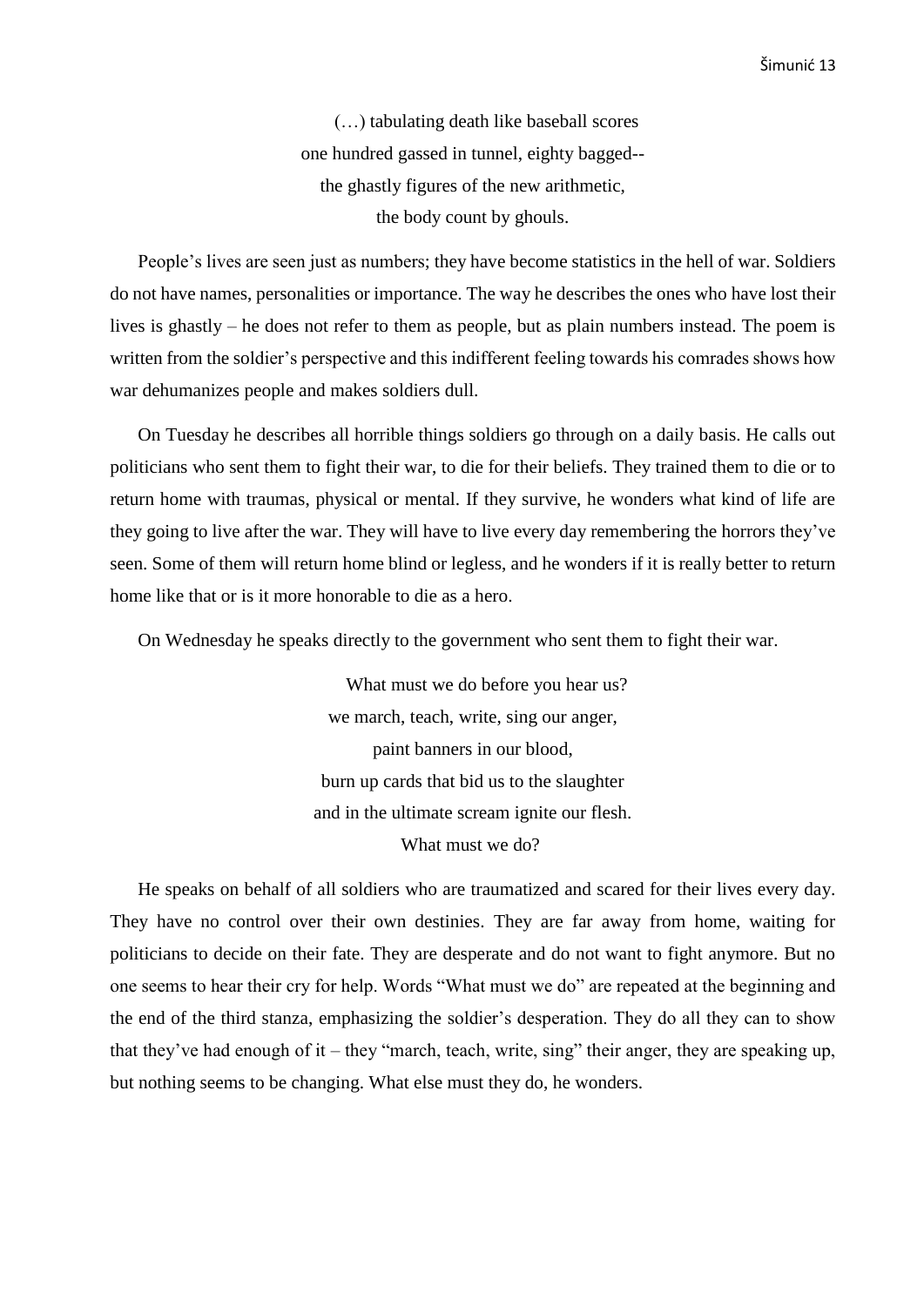(…) tabulating death like baseball scores
one hundred gassed in tunnel, eighty bagged--
the ghastly figures of the new arithmetic,
the body count by ghouls.

People's lives are seen just as numbers; they have become statistics in the hell of war. Soldiers do not have names, personalities or importance. The way he describes the ones who have lost their lives is ghastly – he does not refer to them as people, but as plain numbers instead. The poem is written from the soldier's perspective and this indifferent feeling towards his comrades shows how war dehumanizes people and makes soldiers dull.

On Tuesday he describes all horrible things soldiers go through on a daily basis. He calls out politicians who sent them to fight their war, to die for their beliefs. They trained them to die or to return home with traumas, physical or mental. If they survive, he wonders what kind of life are they going to live after the war. They will have to live every day remembering the horrors they've seen. Some of them will return home blind or legless, and he wonders if it is really better to return home like that or is it more honorable to die as a hero.

On Wednesday he speaks directly to the government who sent them to fight their war.

What must we do before you hear us?
we march, teach, write, sing our anger,
paint banners in our blood,
burn up cards that bid us to the slaughter
and in the ultimate scream ignite our flesh.
What must we do?

He speaks on behalf of all soldiers who are traumatized and scared for their lives every day. They have no control over their own destinies. They are far away from home, waiting for politicians to decide on their fate. They are desperate and do not want to fight anymore. But no one seems to hear their cry for help. Words "What must we do" are repeated at the beginning and the end of the third stanza, emphasizing the soldier's desperation. They do all they can to show that they've had enough of it – they "march, teach, write, sing" their anger, they are speaking up, but nothing seems to be changing. What else must they do, he wonders.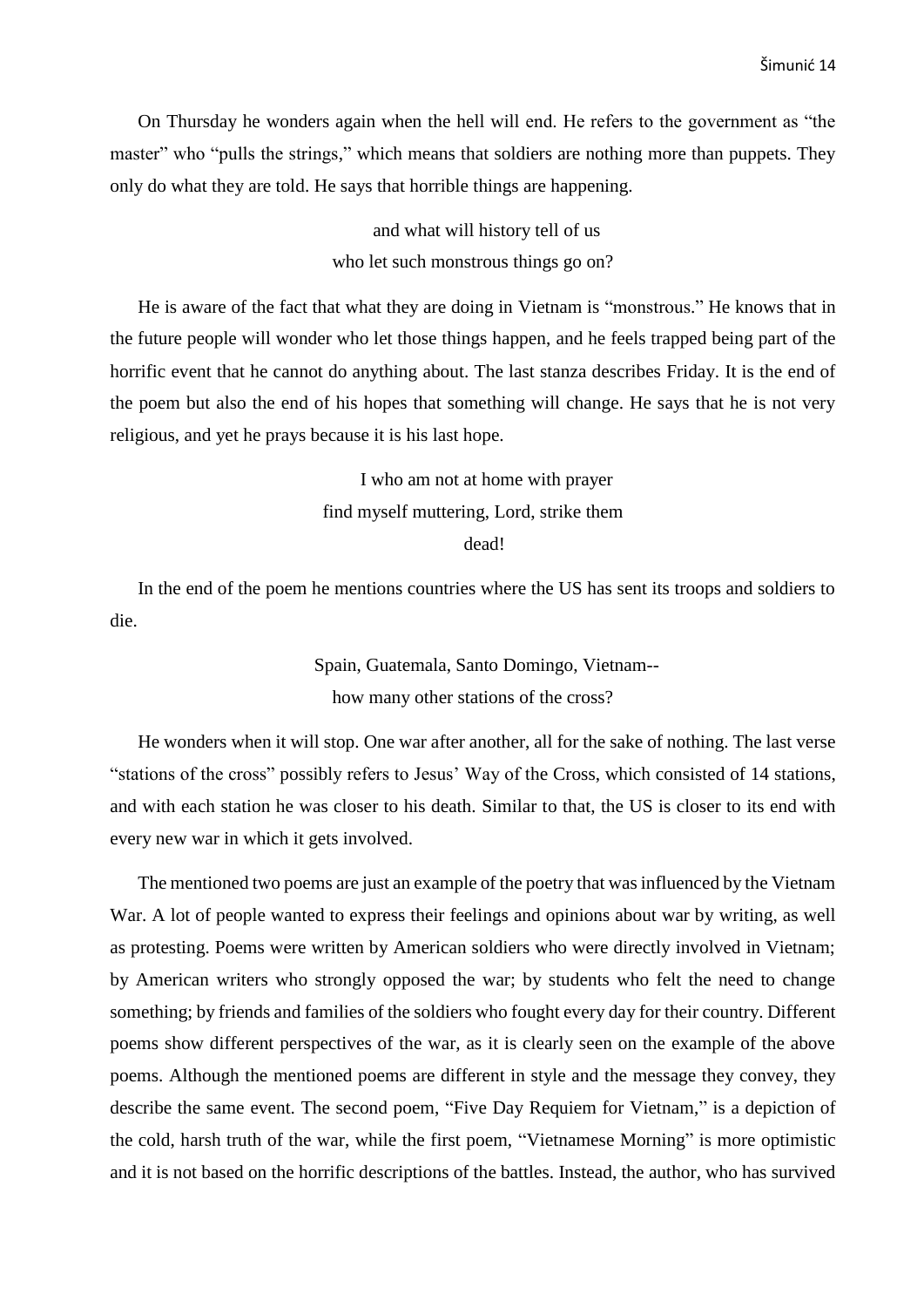On Thursday he wonders again when the hell will end. He refers to the government as "the master" who "pulls the strings," which means that soldiers are nothing more than puppets. They only do what they are told. He says that horrible things are happening.

> and what will history tell of us
> who let such monstrous things go on?

He is aware of the fact that what they are doing in Vietnam is "monstrous." He knows that in the future people will wonder who let those things happen, and he feels trapped being part of the horrific event that he cannot do anything about. The last stanza describes Friday. It is the end of the poem but also the end of his hopes that something will change. He says that he is not very religious, and yet he prays because it is his last hope.

> I who am not at home with prayer
> find myself muttering, Lord, strike them
> dead!

In the end of the poem he mentions countries where the US has sent its troops and soldiers to die.

> Spain, Guatemala, Santo Domingo, Vietnam--
> how many other stations of the cross?

He wonders when it will stop. One war after another, all for the sake of nothing. The last verse "stations of the cross" possibly refers to Jesus' Way of the Cross, which consisted of 14 stations, and with each station he was closer to his death. Similar to that, the US is closer to its end with every new war in which it gets involved.

The mentioned two poems are just an example of the poetry that was influenced by the Vietnam War. A lot of people wanted to express their feelings and opinions about war by writing, as well as protesting. Poems were written by American soldiers who were directly involved in Vietnam; by American writers who strongly opposed the war; by students who felt the need to change something; by friends and families of the soldiers who fought every day for their country. Different poems show different perspectives of the war, as it is clearly seen on the example of the above poems. Although the mentioned poems are different in style and the message they convey, they describe the same event. The second poem, "Five Day Requiem for Vietnam," is a depiction of the cold, harsh truth of the war, while the first poem, "Vietnamese Morning" is more optimistic and it is not based on the horrific descriptions of the battles. Instead, the author, who has survived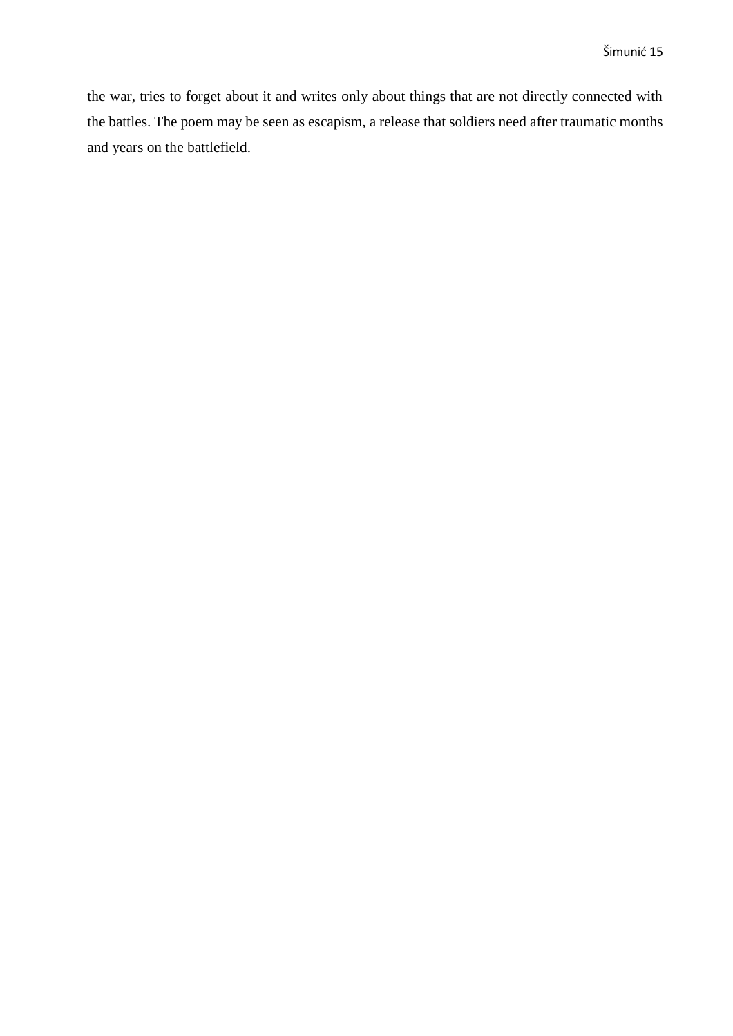the war, tries to forget about it and writes only about things that are not directly connected with the battles. The poem may be seen as escapism, a release that soldiers need after traumatic months and years on the battlefield.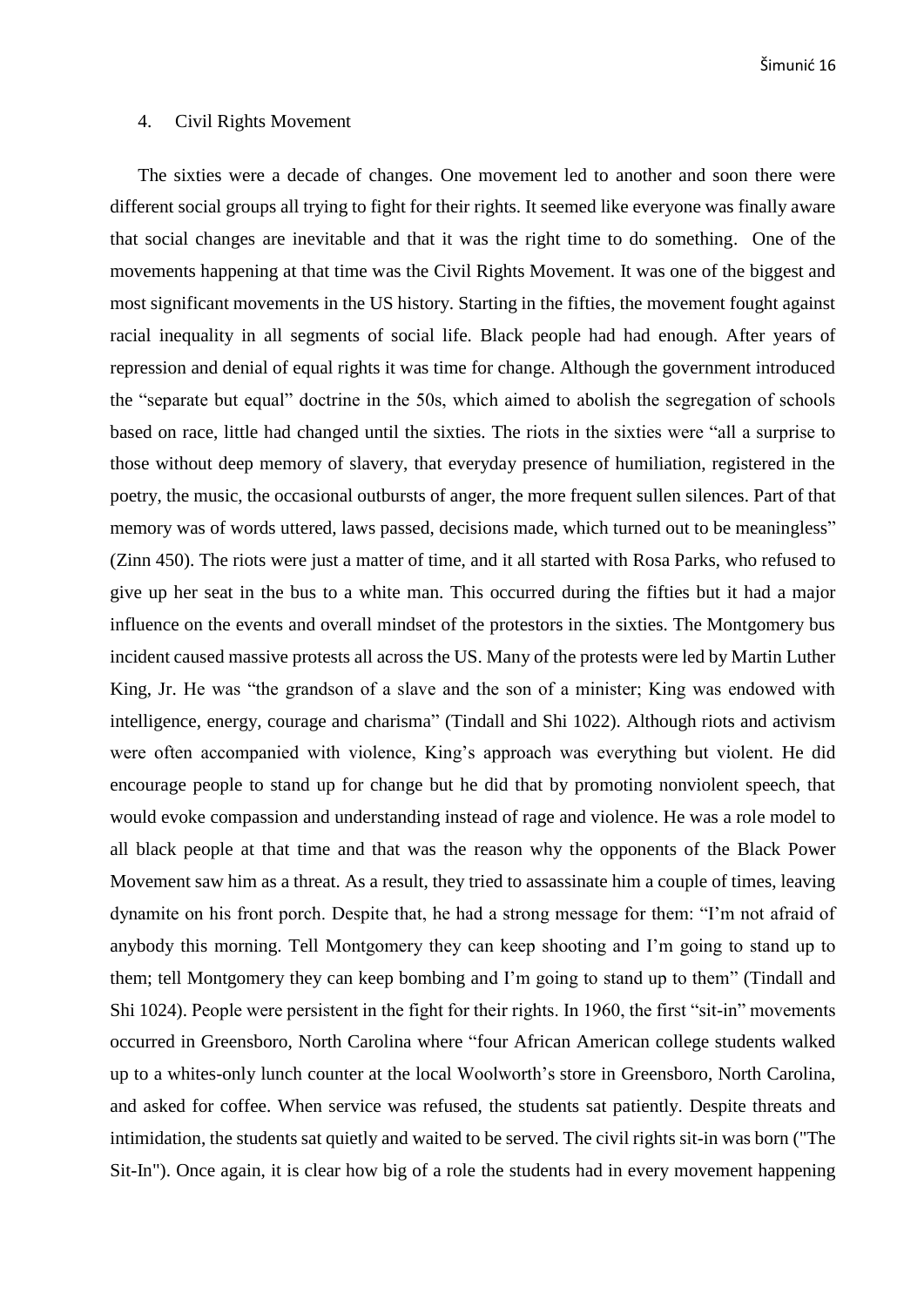## 4. Civil Rights Movement

The sixties were a decade of changes. One movement led to another and soon there were different social groups all trying to fight for their rights. It seemed like everyone was finally aware that social changes are inevitable and that it was the right time to do something. One of the movements happening at that time was the Civil Rights Movement. It was one of the biggest and most significant movements in the US history. Starting in the fifties, the movement fought against racial inequality in all segments of social life. Black people had had enough. After years of repression and denial of equal rights it was time for change. Although the government introduced the "separate but equal" doctrine in the 50s, which aimed to abolish the segregation of schools based on race, little had changed until the sixties. The riots in the sixties were "all a surprise to those without deep memory of slavery, that everyday presence of humiliation, registered in the poetry, the music, the occasional outbursts of anger, the more frequent sullen silences. Part of that memory was of words uttered, laws passed, decisions made, which turned out to be meaningless" (Zinn 450). The riots were just a matter of time, and it all started with Rosa Parks, who refused to give up her seat in the bus to a white man. This occurred during the fifties but it had a major influence on the events and overall mindset of the protestors in the sixties. The Montgomery bus incident caused massive protests all across the US. Many of the protests were led by Martin Luther King, Jr. He was "the grandson of a slave and the son of a minister; King was endowed with intelligence, energy, courage and charisma" (Tindall and Shi 1022). Although riots and activism were often accompanied with violence, King's approach was everything but violent. He did encourage people to stand up for change but he did that by promoting nonviolent speech, that would evoke compassion and understanding instead of rage and violence. He was a role model to all black people at that time and that was the reason why the opponents of the Black Power Movement saw him as a threat. As a result, they tried to assassinate him a couple of times, leaving dynamite on his front porch. Despite that, he had a strong message for them: "I'm not afraid of anybody this morning. Tell Montgomery they can keep shooting and I'm going to stand up to them; tell Montgomery they can keep bombing and I'm going to stand up to them" (Tindall and Shi 1024). People were persistent in the fight for their rights. In 1960, the first "sit-in" movements occurred in Greensboro, North Carolina where "four African American college students walked up to a whites-only lunch counter at the local Woolworth's store in Greensboro, North Carolina, and asked for coffee. When service was refused, the students sat patiently. Despite threats and intimidation, the students sat quietly and waited to be served. The civil rights sit-in was born ("The Sit-In"). Once again, it is clear how big of a role the students had in every movement happening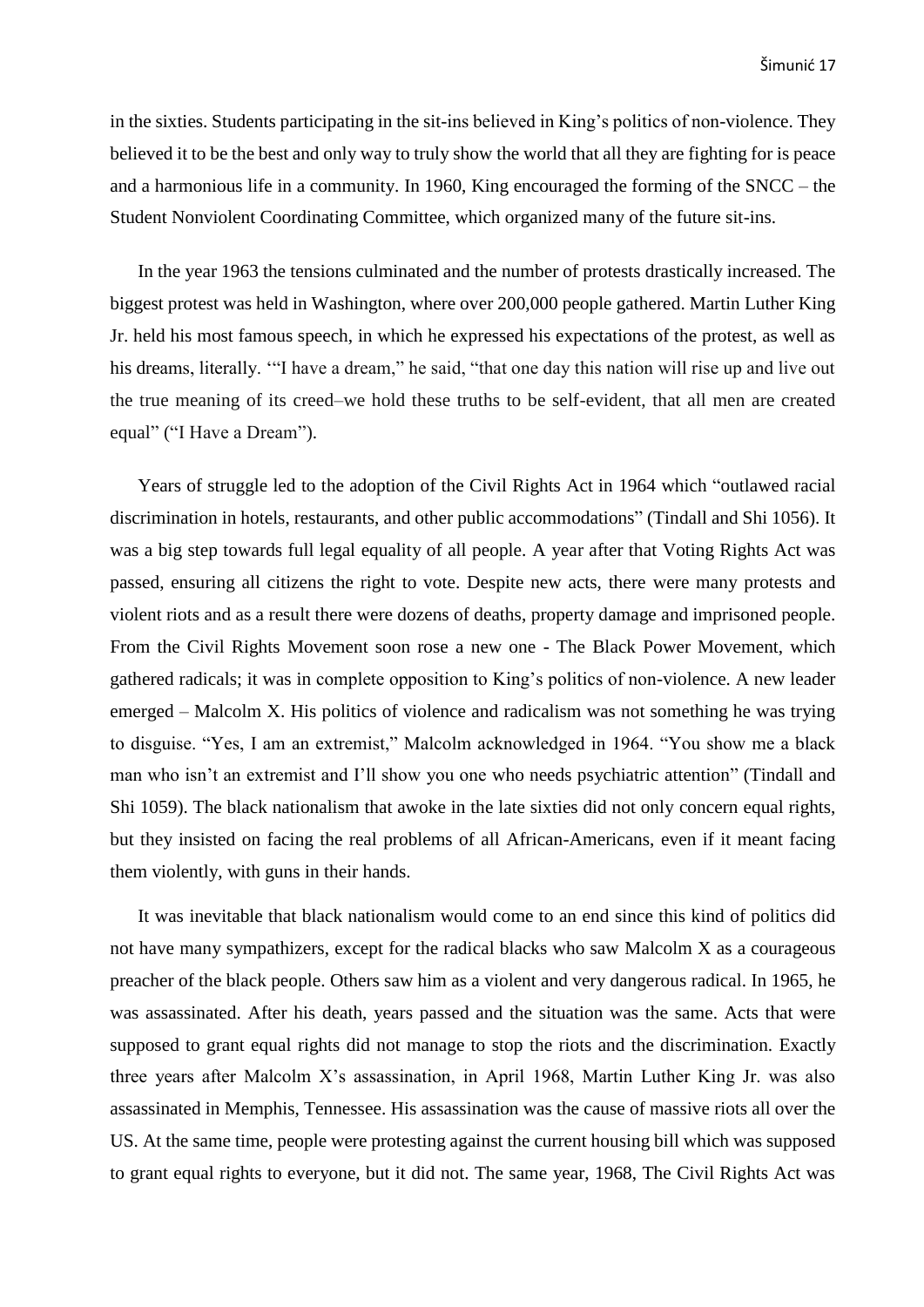in the sixties. Students participating in the sit-ins believed in King's politics of non-violence. They believed it to be the best and only way to truly show the world that all they are fighting for is peace and a harmonious life in a community. In 1960, King encouraged the forming of the SNCC – the Student Nonviolent Coordinating Committee, which organized many of the future sit-ins.

In the year 1963 the tensions culminated and the number of protests drastically increased. The biggest protest was held in Washington, where over 200,000 people gathered. Martin Luther King Jr. held his most famous speech, in which he expressed his expectations of the protest, as well as his dreams, literally. '"I have a dream," he said, "that one day this nation will rise up and live out the true meaning of its creed–we hold these truths to be self-evident, that all men are created equal" ("I Have a Dream").

Years of struggle led to the adoption of the Civil Rights Act in 1964 which "outlawed racial discrimination in hotels, restaurants, and other public accommodations" (Tindall and Shi 1056). It was a big step towards full legal equality of all people. A year after that Voting Rights Act was passed, ensuring all citizens the right to vote. Despite new acts, there were many protests and violent riots and as a result there were dozens of deaths, property damage and imprisoned people. From the Civil Rights Movement soon rose a new one - The Black Power Movement, which gathered radicals; it was in complete opposition to King's politics of non-violence. A new leader emerged – Malcolm X. His politics of violence and radicalism was not something he was trying to disguise. "Yes, I am an extremist," Malcolm acknowledged in 1964. "You show me a black man who isn't an extremist and I'll show you one who needs psychiatric attention" (Tindall and Shi 1059). The black nationalism that awoke in the late sixties did not only concern equal rights, but they insisted on facing the real problems of all African-Americans, even if it meant facing them violently, with guns in their hands.

It was inevitable that black nationalism would come to an end since this kind of politics did not have many sympathizers, except for the radical blacks who saw Malcolm X as a courageous preacher of the black people. Others saw him as a violent and very dangerous radical. In 1965, he was assassinated. After his death, years passed and the situation was the same. Acts that were supposed to grant equal rights did not manage to stop the riots and the discrimination. Exactly three years after Malcolm X's assassination, in April 1968, Martin Luther King Jr. was also assassinated in Memphis, Tennessee. His assassination was the cause of massive riots all over the US. At the same time, people were protesting against the current housing bill which was supposed to grant equal rights to everyone, but it did not. The same year, 1968, The Civil Rights Act was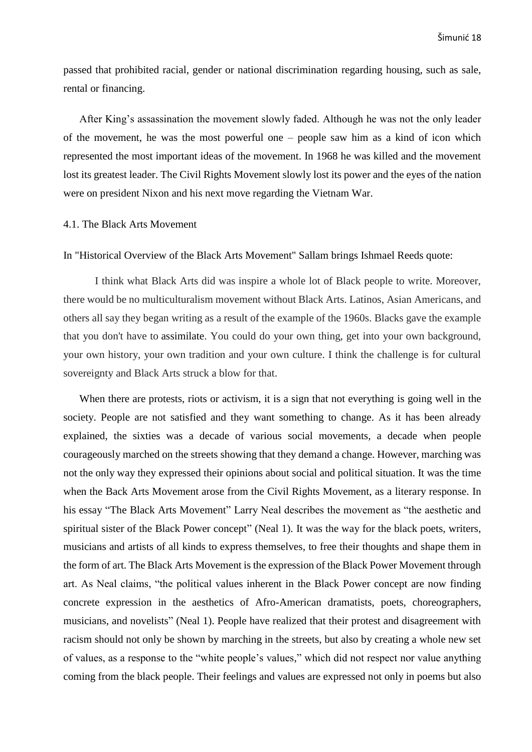passed that prohibited racial, gender or national discrimination regarding housing, such as sale, rental or financing.

After King's assassination the movement slowly faded. Although he was not the only leader of the movement, he was the most powerful one – people saw him as a kind of icon which represented the most important ideas of the movement. In 1968 he was killed and the movement lost its greatest leader. The Civil Rights Movement slowly lost its power and the eyes of the nation were on president Nixon and his next move regarding the Vietnam War.

## 4.1. The Black Arts Movement

In "Historical Overview of the Black Arts Movement" Sallam brings Ishmael Reeds quote:

> I think what Black Arts did was inspire a whole lot of Black people to write. Moreover, there would be no multiculturalism movement without Black Arts. Latinos, Asian Americans, and others all say they began writing as a result of the example of the 1960s. Blacks gave the example that you don't have to assimilate. You could do your own thing, get into your own background, your own history, your own tradition and your own culture. I think the challenge is for cultural sovereignty and Black Arts struck a blow for that.

When there are protests, riots or activism, it is a sign that not everything is going well in the society. People are not satisfied and they want something to change. As it has been already explained, the sixties was a decade of various social movements, a decade when people courageously marched on the streets showing that they demand a change. However, marching was not the only way they expressed their opinions about social and political situation. It was the time when the Back Arts Movement arose from the Civil Rights Movement, as a literary response. In his essay "The Black Arts Movement" Larry Neal describes the movement as "the aesthetic and spiritual sister of the Black Power concept" (Neal 1). It was the way for the black poets, writers, musicians and artists of all kinds to express themselves, to free their thoughts and shape them in the form of art. The Black Arts Movement is the expression of the Black Power Movement through art. As Neal claims, "the political values inherent in the Black Power concept are now finding concrete expression in the aesthetics of Afro-American dramatists, poets, choreographers, musicians, and novelists" (Neal 1). People have realized that their protest and disagreement with racism should not only be shown by marching in the streets, but also by creating a whole new set of values, as a response to the "white people's values," which did not respect nor value anything coming from the black people. Their feelings and values are expressed not only in poems but also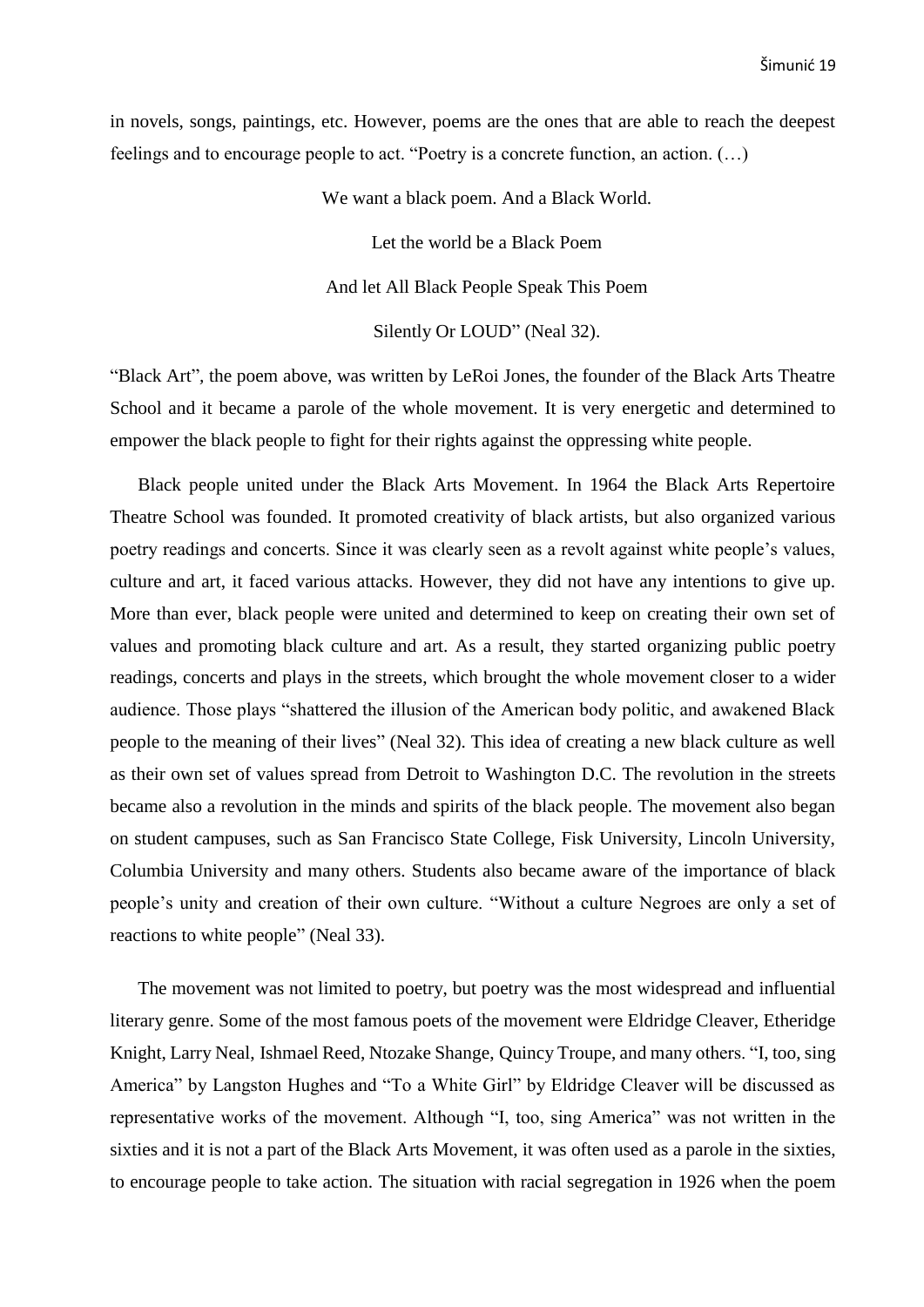in novels, songs, paintings, etc. However, poems are the ones that are able to reach the deepest feelings and to encourage people to act. "Poetry is a concrete function, an action. (…)

We want a black poem. And a Black World.

Let the world be a Black Poem

And let All Black People Speak This Poem

Silently Or LOUD" (Neal 32).

"Black Art", the poem above, was written by LeRoi Jones, the founder of the Black Arts Theatre School and it became a parole of the whole movement. It is very energetic and determined to empower the black people to fight for their rights against the oppressing white people.

Black people united under the Black Arts Movement. In 1964 the Black Arts Repertoire Theatre School was founded. It promoted creativity of black artists, but also organized various poetry readings and concerts. Since it was clearly seen as a revolt against white people's values, culture and art, it faced various attacks. However, they did not have any intentions to give up. More than ever, black people were united and determined to keep on creating their own set of values and promoting black culture and art. As a result, they started organizing public poetry readings, concerts and plays in the streets, which brought the whole movement closer to a wider audience. Those plays "shattered the illusion of the American body politic, and awakened Black people to the meaning of their lives" (Neal 32). This idea of creating a new black culture as well as their own set of values spread from Detroit to Washington D.C. The revolution in the streets became also a revolution in the minds and spirits of the black people. The movement also began on student campuses, such as San Francisco State College, Fisk University, Lincoln University, Columbia University and many others. Students also became aware of the importance of black people's unity and creation of their own culture. "Without a culture Negroes are only a set of reactions to white people" (Neal 33).

The movement was not limited to poetry, but poetry was the most widespread and influential literary genre. Some of the most famous poets of the movement were Eldridge Cleaver, Etheridge Knight, Larry Neal, Ishmael Reed, Ntozake Shange, Quincy Troupe, and many others. "I, too, sing America" by Langston Hughes and "To a White Girl" by Eldridge Cleaver will be discussed as representative works of the movement. Although "I, too, sing America" was not written in the sixties and it is not a part of the Black Arts Movement, it was often used as a parole in the sixties, to encourage people to take action. The situation with racial segregation in 1926 when the poem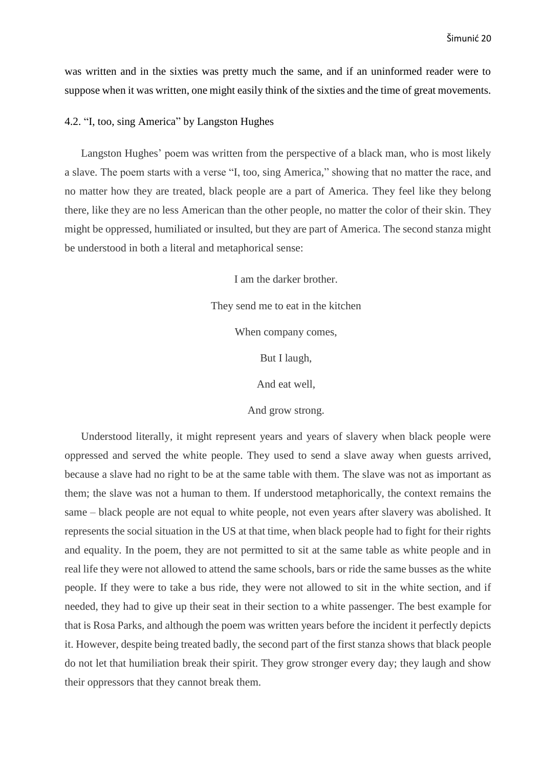was written and in the sixties was pretty much the same, and if an uninformed reader were to suppose when it was written, one might easily think of the sixties and the time of great movements.

### 4.2. "I, too, sing America" by Langston Hughes

Langston Hughes' poem was written from the perspective of a black man, who is most likely a slave. The poem starts with a verse "I, too, sing America," showing that no matter the race, and no matter how they are treated, black people are a part of America. They feel like they belong there, like they are no less American than the other people, no matter the color of their skin. They might be oppressed, humiliated or insulted, but they are part of America. The second stanza might be understood in both a literal and metaphorical sense:

> I am the darker brother.
>
> They send me to eat in the kitchen
>
> When company comes,
>
> But I laugh,
>
> And eat well,
>
> And grow strong.

Understood literally, it might represent years and years of slavery when black people were oppressed and served the white people. They used to send a slave away when guests arrived, because a slave had no right to be at the same table with them. The slave was not as important as them; the slave was not a human to them. If understood metaphorically, the context remains the same – black people are not equal to white people, not even years after slavery was abolished. It represents the social situation in the US at that time, when black people had to fight for their rights and equality. In the poem, they are not permitted to sit at the same table as white people and in real life they were not allowed to attend the same schools, bars or ride the same busses as the white people. If they were to take a bus ride, they were not allowed to sit in the white section, and if needed, they had to give up their seat in their section to a white passenger. The best example for that is Rosa Parks, and although the poem was written years before the incident it perfectly depicts it. However, despite being treated badly, the second part of the first stanza shows that black people do not let that humiliation break their spirit. They grow stronger every day; they laugh and show their oppressors that they cannot break them.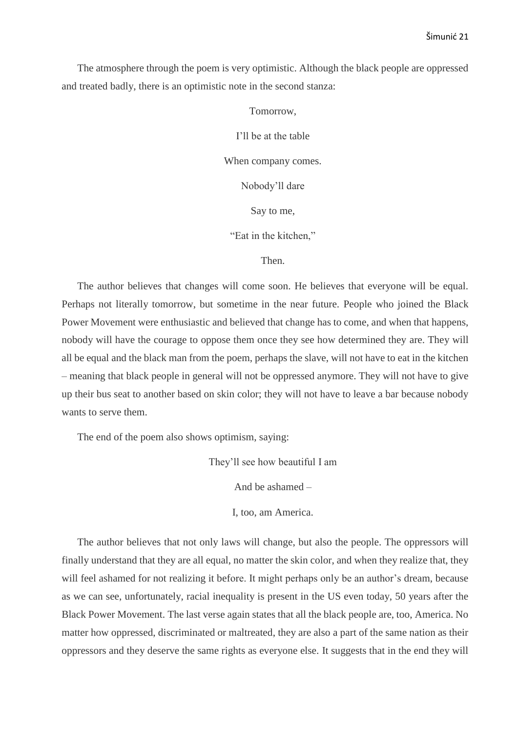The atmosphere through the poem is very optimistic. Although the black people are oppressed and treated badly, there is an optimistic note in the second stanza:

> Tomorrow,
>
> I'll be at the table
>
> When company comes.
>
> Nobody'll dare
>
> Say to me,
>
> "Eat in the kitchen,"
>
> Then.

The author believes that changes will come soon. He believes that everyone will be equal. Perhaps not literally tomorrow, but sometime in the near future. People who joined the Black Power Movement were enthusiastic and believed that change has to come, and when that happens, nobody will have the courage to oppose them once they see how determined they are. They will all be equal and the black man from the poem, perhaps the slave, will not have to eat in the kitchen – meaning that black people in general will not be oppressed anymore. They will not have to give up their bus seat to another based on skin color; they will not have to leave a bar because nobody wants to serve them.

The end of the poem also shows optimism, saying:

> They'll see how beautiful I am
>
> And be ashamed –
>
> I, too, am America.

The author believes that not only laws will change, but also the people. The oppressors will finally understand that they are all equal, no matter the skin color, and when they realize that, they will feel ashamed for not realizing it before. It might perhaps only be an author's dream, because as we can see, unfortunately, racial inequality is present in the US even today, 50 years after the Black Power Movement. The last verse again states that all the black people are, too, America. No matter how oppressed, discriminated or maltreated, they are also a part of the same nation as their oppressors and they deserve the same rights as everyone else. It suggests that in the end they will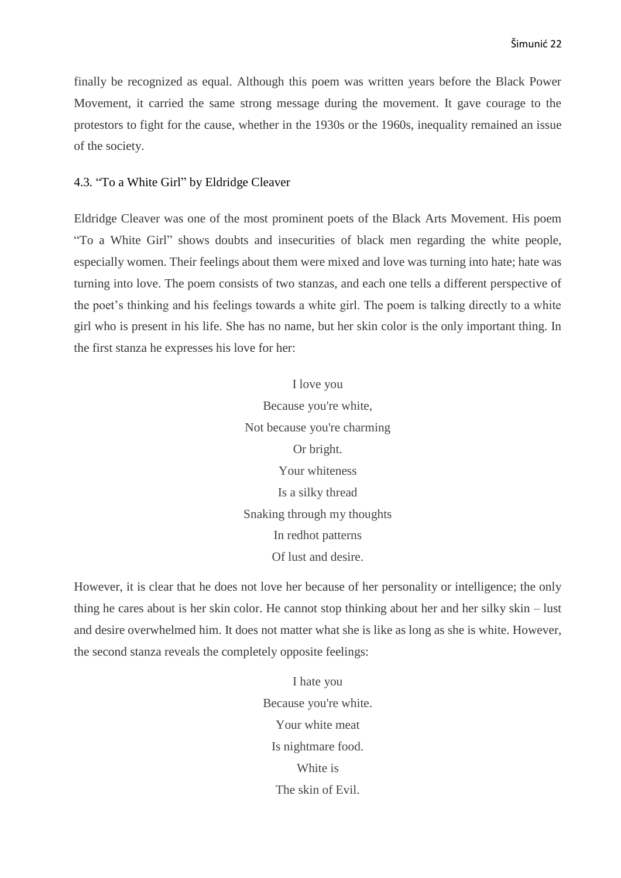finally be recognized as equal. Although this poem was written years before the Black Power Movement, it carried the same strong message during the movement. It gave courage to the protestors to fight for the cause, whether in the 1930s or the 1960s, inequality remained an issue of the society.

### 4.3. "To a White Girl" by Eldridge Cleaver

Eldridge Cleaver was one of the most prominent poets of the Black Arts Movement. His poem "To a White Girl" shows doubts and insecurities of black men regarding the white people, especially women. Their feelings about them were mixed and love was turning into hate; hate was turning into love. The poem consists of two stanzas, and each one tells a different perspective of the poet's thinking and his feelings towards a white girl. The poem is talking directly to a white girl who is present in his life. She has no name, but her skin color is the only important thing. In the first stanza he expresses his love for her:

> I love you
> Because you're white,
> Not because you're charming
> Or bright.
> Your whiteness
> Is a silky thread
> Snaking through my thoughts
> In redhot patterns
> Of lust and desire.

However, it is clear that he does not love her because of her personality or intelligence; the only thing he cares about is her skin color. He cannot stop thinking about her and her silky skin – lust and desire overwhelmed him. It does not matter what she is like as long as she is white. However, the second stanza reveals the completely opposite feelings:

> I hate you
> Because you're white.
> Your white meat
> Is nightmare food.
> White is
> The skin of Evil.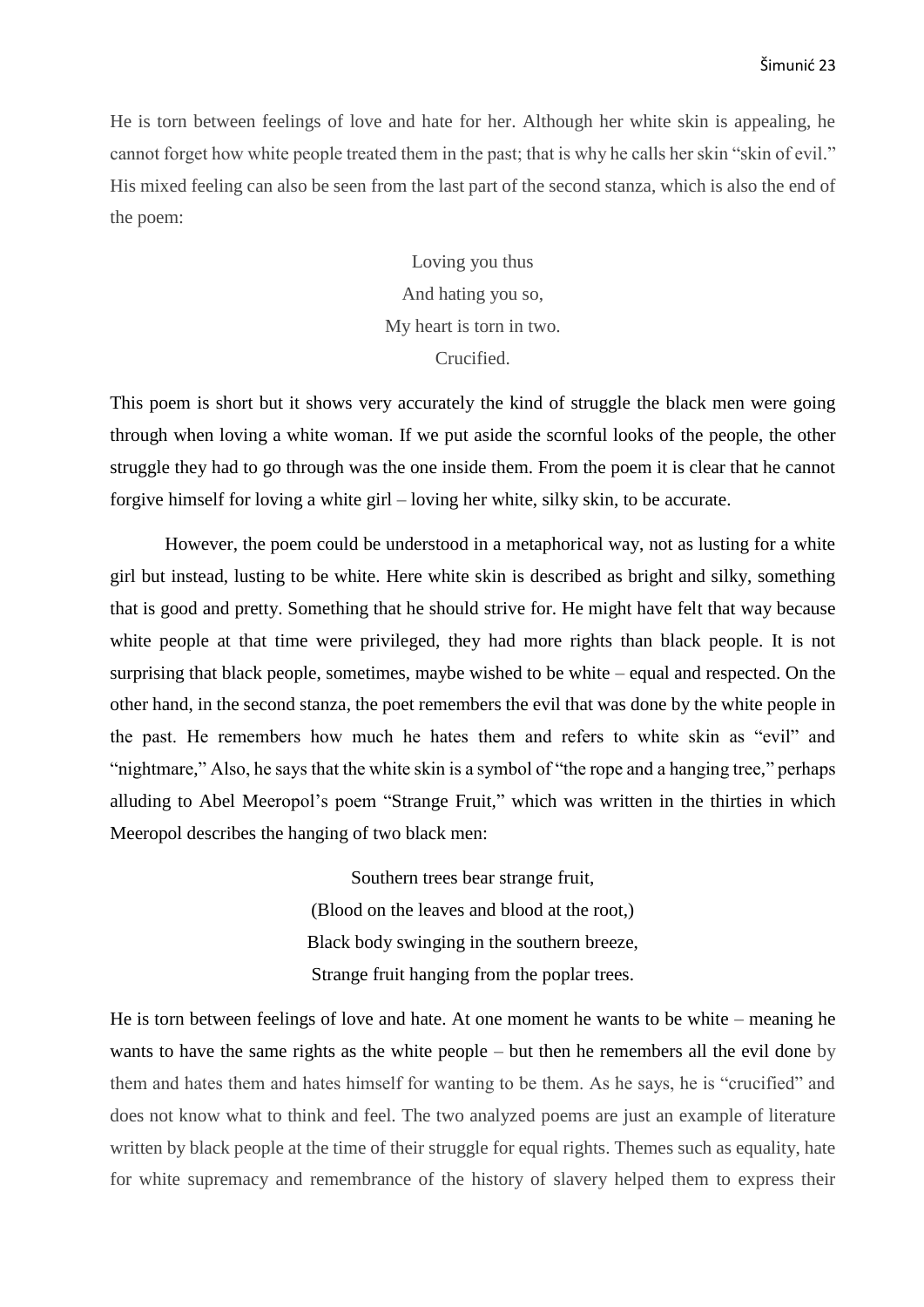He is torn between feelings of love and hate for her. Although her white skin is appealing, he cannot forget how white people treated them in the past; that is why he calls her skin "skin of evil." His mixed feeling can also be seen from the last part of the second stanza, which is also the end of the poem:

> Loving you thus
> And hating you so,
> My heart is torn in two.
> Crucified.

This poem is short but it shows very accurately the kind of struggle the black men were going through when loving a white woman. If we put aside the scornful looks of the people, the other struggle they had to go through was the one inside them. From the poem it is clear that he cannot forgive himself for loving a white girl – loving her white, silky skin, to be accurate.

However, the poem could be understood in a metaphorical way, not as lusting for a white girl but instead, lusting to be white. Here white skin is described as bright and silky, something that is good and pretty. Something that he should strive for. He might have felt that way because white people at that time were privileged, they had more rights than black people. It is not surprising that black people, sometimes, maybe wished to be white – equal and respected. On the other hand, in the second stanza, the poet remembers the evil that was done by the white people in the past. He remembers how much he hates them and refers to white skin as "evil" and "nightmare," Also, he says that the white skin is a symbol of "the rope and a hanging tree," perhaps alluding to Abel Meeropol's poem "Strange Fruit," which was written in the thirties in which Meeropol describes the hanging of two black men:

> Southern trees bear strange fruit,
> (Blood on the leaves and blood at the root,)
> Black body swinging in the southern breeze,
> Strange fruit hanging from the poplar trees.

He is torn between feelings of love and hate. At one moment he wants to be white – meaning he wants to have the same rights as the white people – but then he remembers all the evil done by them and hates them and hates himself for wanting to be them. As he says, he is "crucified" and does not know what to think and feel. The two analyzed poems are just an example of literature written by black people at the time of their struggle for equal rights. Themes such as equality, hate for white supremacy and remembrance of the history of slavery helped them to express their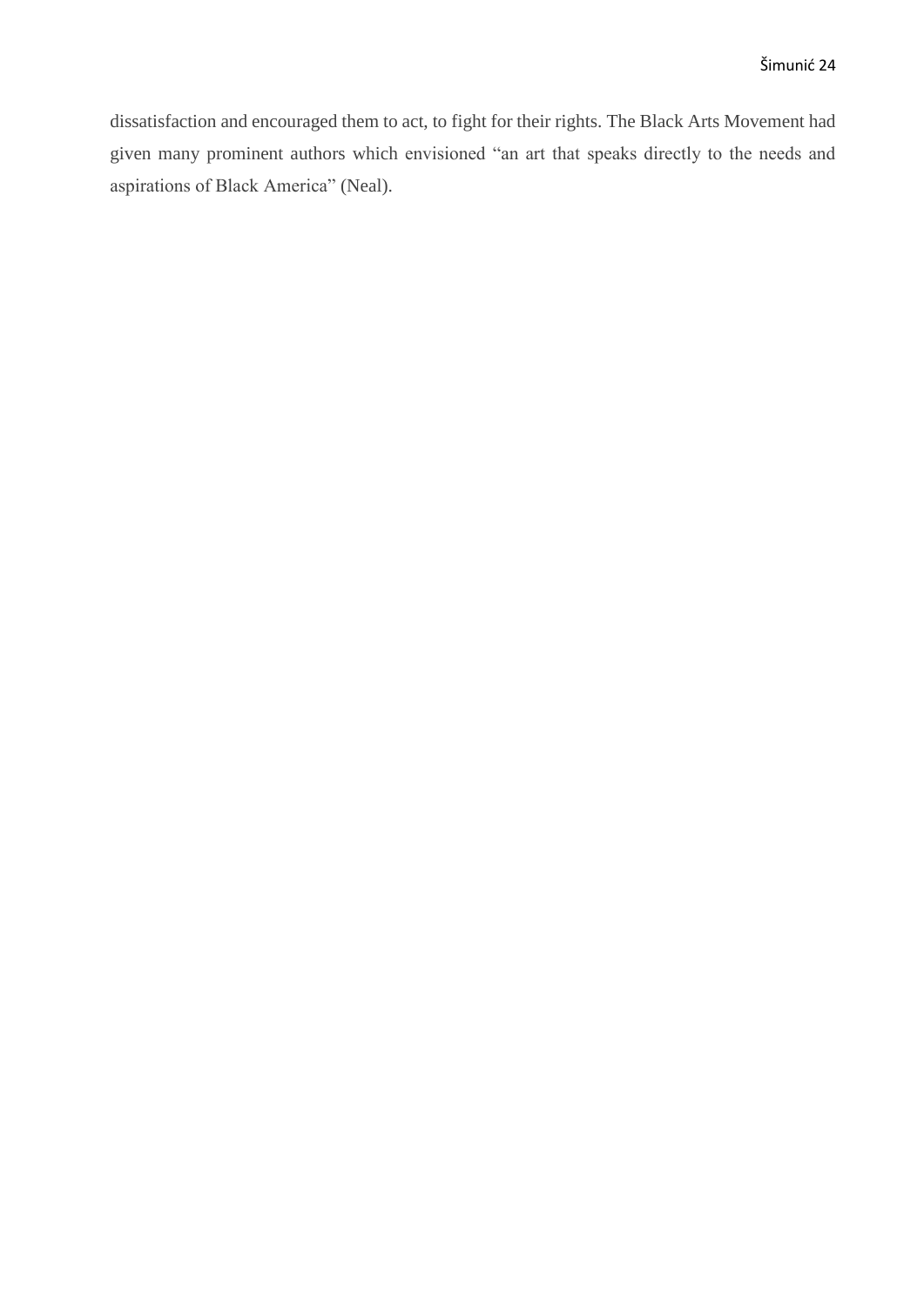dissatisfaction and encouraged them to act, to fight for their rights. The Black Arts Movement had given many prominent authors which envisioned "an art that speaks directly to the needs and aspirations of Black America" (Neal).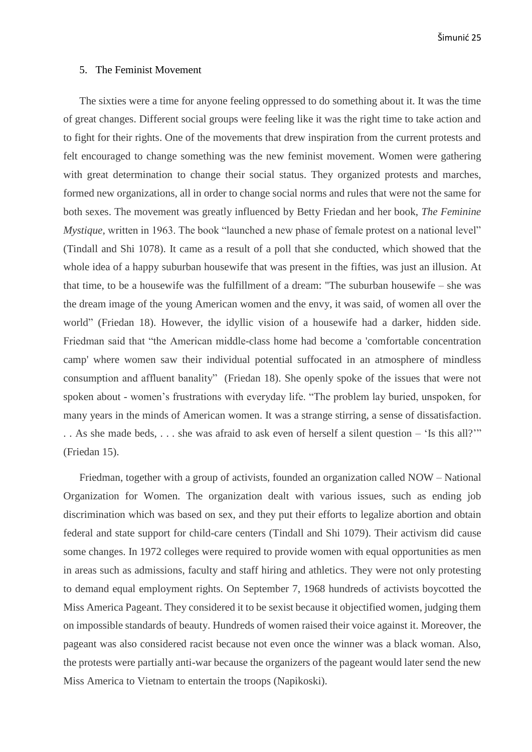## 5. The Feminist Movement

The sixties were a time for anyone feeling oppressed to do something about it. It was the time of great changes. Different social groups were feeling like it was the right time to take action and to fight for their rights. One of the movements that drew inspiration from the current protests and felt encouraged to change something was the new feminist movement. Women were gathering with great determination to change their social status. They organized protests and marches, formed new organizations, all in order to change social norms and rules that were not the same for both sexes. The movement was greatly influenced by Betty Friedan and her book, *The Feminine Mystique,* written in 1963. The book "launched a new phase of female protest on a national level" (Tindall and Shi 1078). It came as a result of a poll that she conducted, which showed that the whole idea of a happy suburban housewife that was present in the fifties, was just an illusion. At that time, to be a housewife was the fulfillment of a dream: "The suburban housewife – she was the dream image of the young American women and the envy, it was said, of women all over the world" (Friedan 18). However, the idyllic vision of a housewife had a darker, hidden side. Friedman said that "the American middle-class home had become a 'comfortable concentration camp' where women saw their individual potential suffocated in an atmosphere of mindless consumption and affluent banality" (Friedan 18). She openly spoke of the issues that were not spoken about - women's frustrations with everyday life. "The problem lay buried, unspoken, for many years in the minds of American women. It was a strange stirring, a sense of dissatisfaction. . . As she made beds, . . . she was afraid to ask even of herself a silent question – 'Is this all?'" (Friedan 15).

Friedman, together with a group of activists, founded an organization called NOW – National Organization for Women. The organization dealt with various issues, such as ending job discrimination which was based on sex, and they put their efforts to legalize abortion and obtain federal and state support for child-care centers (Tindall and Shi 1079). Their activism did cause some changes. In 1972 colleges were required to provide women with equal opportunities as men in areas such as admissions, faculty and staff hiring and athletics. They were not only protesting to demand equal employment rights. On September 7, 1968 hundreds of activists boycotted the Miss America Pageant. They considered it to be sexist because it objectified women, judging them on impossible standards of beauty. Hundreds of women raised their voice against it. Moreover, the pageant was also considered racist because not even once the winner was a black woman. Also, the protests were partially anti-war because the organizers of the pageant would later send the new Miss America to Vietnam to entertain the troops (Napikoski).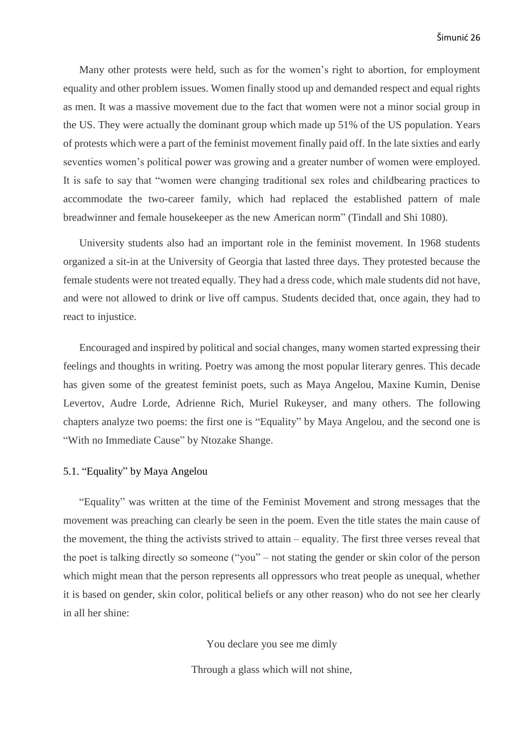Many other protests were held, such as for the women's right to abortion, for employment equality and other problem issues. Women finally stood up and demanded respect and equal rights as men. It was a massive movement due to the fact that women were not a minor social group in the US. They were actually the dominant group which made up 51% of the US population. Years of protests which were a part of the feminist movement finally paid off. In the late sixties and early seventies women's political power was growing and a greater number of women were employed. It is safe to say that "women were changing traditional sex roles and childbearing practices to accommodate the two-career family, which had replaced the established pattern of male breadwinner and female housekeeper as the new American norm" (Tindall and Shi 1080).

University students also had an important role in the feminist movement. In 1968 students organized a sit-in at the University of Georgia that lasted three days. They protested because the female students were not treated equally. They had a dress code, which male students did not have, and were not allowed to drink or live off campus. Students decided that, once again, they had to react to injustice.

Encouraged and inspired by political and social changes, many women started expressing their feelings and thoughts in writing. Poetry was among the most popular literary genres. This decade has given some of the greatest feminist poets, such as Maya Angelou, Maxine Kumin, Denise Levertov, Audre Lorde, Adrienne Rich, Muriel Rukeyser, and many others. The following chapters analyze two poems: the first one is "Equality" by Maya Angelou, and the second one is "With no Immediate Cause" by Ntozake Shange.

### 5.1. "Equality" by Maya Angelou

"Equality" was written at the time of the Feminist Movement and strong messages that the movement was preaching can clearly be seen in the poem. Even the title states the main cause of the movement, the thing the activists strived to attain – equality. The first three verses reveal that the poet is talking directly so someone ("you" – not stating the gender or skin color of the person which might mean that the person represents all oppressors who treat people as unequal, whether it is based on gender, skin color, political beliefs or any other reason) who do not see her clearly in all her shine:

You declare you see me dimly

Through a glass which will not shine,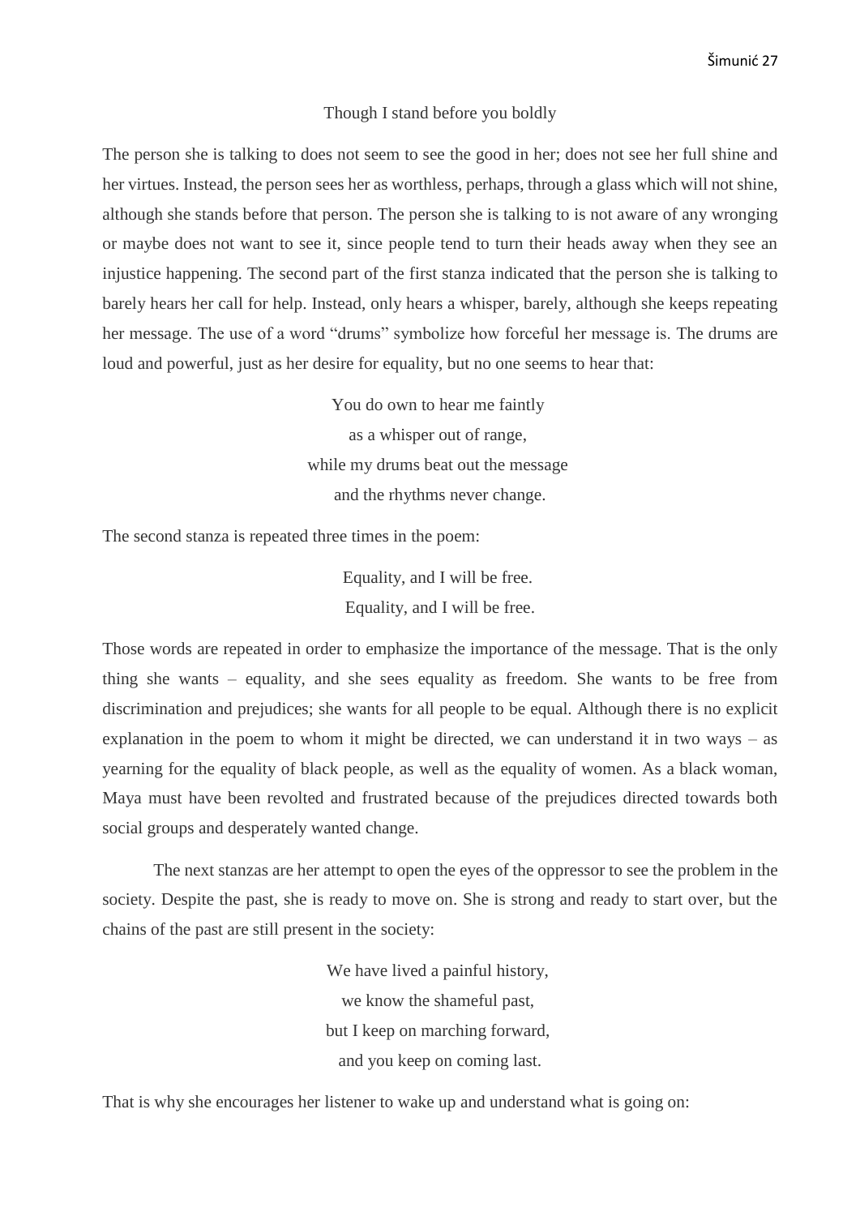Though I stand before you boldly

The person she is talking to does not seem to see the good in her; does not see her full shine and her virtues. Instead, the person sees her as worthless, perhaps, through a glass which will not shine, although she stands before that person. The person she is talking to is not aware of any wronging or maybe does not want to see it, since people tend to turn their heads away when they see an injustice happening. The second part of the first stanza indicated that the person she is talking to barely hears her call for help. Instead, only hears a whisper, barely, although she keeps repeating her message. The use of a word "drums" symbolize how forceful her message is. The drums are loud and powerful, just as her desire for equality, but no one seems to hear that:

> You do own to hear me faintly
> as a whisper out of range,
> while my drums beat out the message
> and the rhythms never change.

The second stanza is repeated three times in the poem:

> Equality, and I will be free.
> Equality, and I will be free.

Those words are repeated in order to emphasize the importance of the message. That is the only thing she wants – equality, and she sees equality as freedom. She wants to be free from discrimination and prejudices; she wants for all people to be equal. Although there is no explicit explanation in the poem to whom it might be directed, we can understand it in two ways – as yearning for the equality of black people, as well as the equality of women. As a black woman, Maya must have been revolted and frustrated because of the prejudices directed towards both social groups and desperately wanted change.

The next stanzas are her attempt to open the eyes of the oppressor to see the problem in the society. Despite the past, she is ready to move on. She is strong and ready to start over, but the chains of the past are still present in the society:

> We have lived a painful history,
> we know the shameful past,
> but I keep on marching forward,
> and you keep on coming last.

That is why she encourages her listener to wake up and understand what is going on: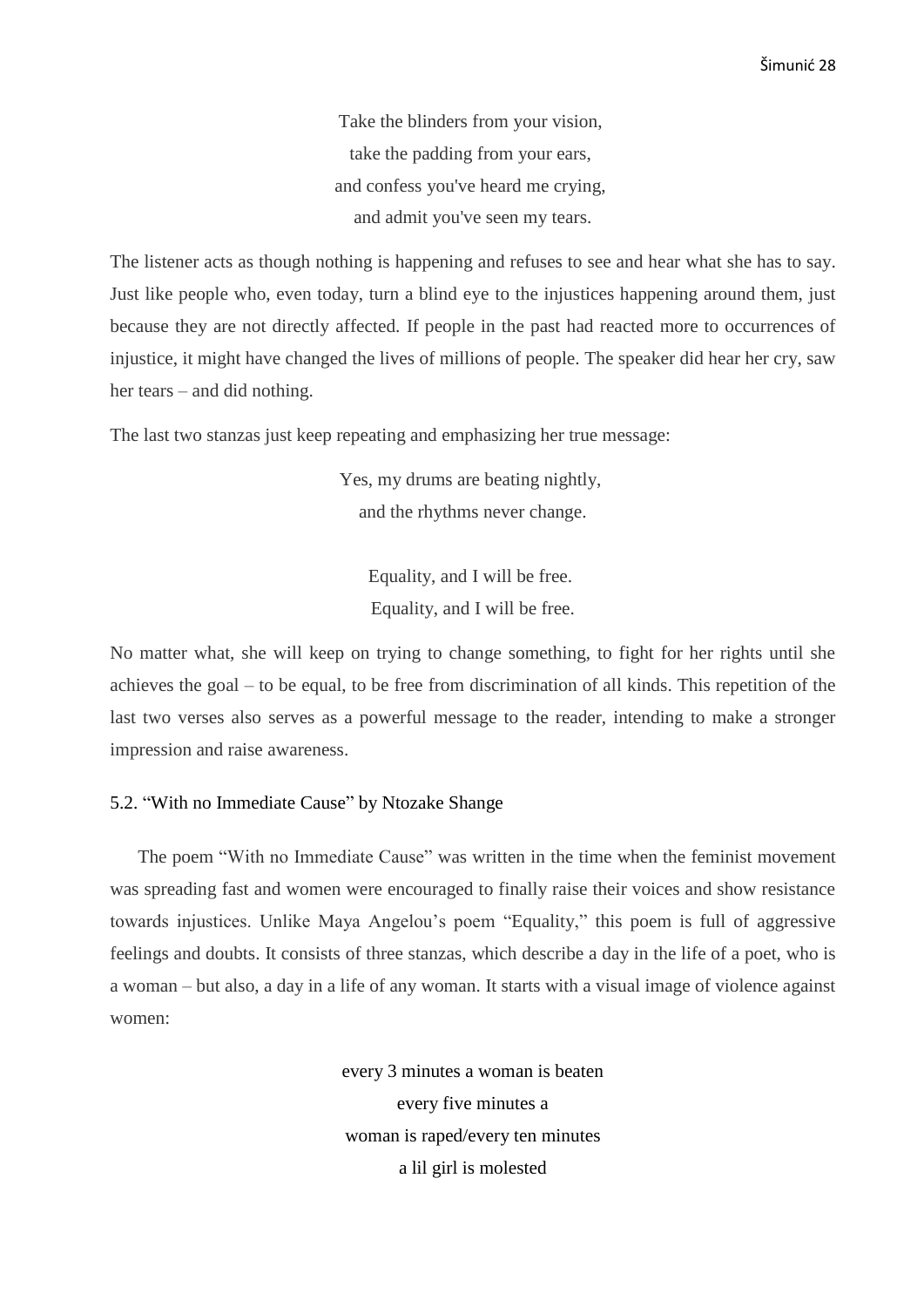Take the blinders from your vision,  
take the padding from your ears,  
and confess you've heard me crying,  
and admit you've seen my tears.

The listener acts as though nothing is happening and refuses to see and hear what she has to say. Just like people who, even today, turn a blind eye to the injustices happening around them, just because they are not directly affected. If people in the past had reacted more to occurrences of injustice, it might have changed the lives of millions of people. The speaker did hear her cry, saw her tears – and did nothing.

The last two stanzas just keep repeating and emphasizing her true message:

Yes, my drums are beating nightly,  
and the rhythms never change.

Equality, and I will be free.  
Equality, and I will be free.

No matter what, she will keep on trying to change something, to fight for her rights until she achieves the goal – to be equal, to be free from discrimination of all kinds. This repetition of the last two verses also serves as a powerful message to the reader, intending to make a stronger impression and raise awareness.

### 5.2. "With no Immediate Cause" by Ntozake Shange

The poem "With no Immediate Cause" was written in the time when the feminist movement was spreading fast and women were encouraged to finally raise their voices and show resistance towards injustices. Unlike Maya Angelou's poem "Equality," this poem is full of aggressive feelings and doubts. It consists of three stanzas, which describe a day in the life of a poet, who is a woman – but also, a day in a life of any woman. It starts with a visual image of violence against women:

every 3 minutes a woman is beaten  
every five minutes a  
woman is raped/every ten minutes  
a lil girl is molested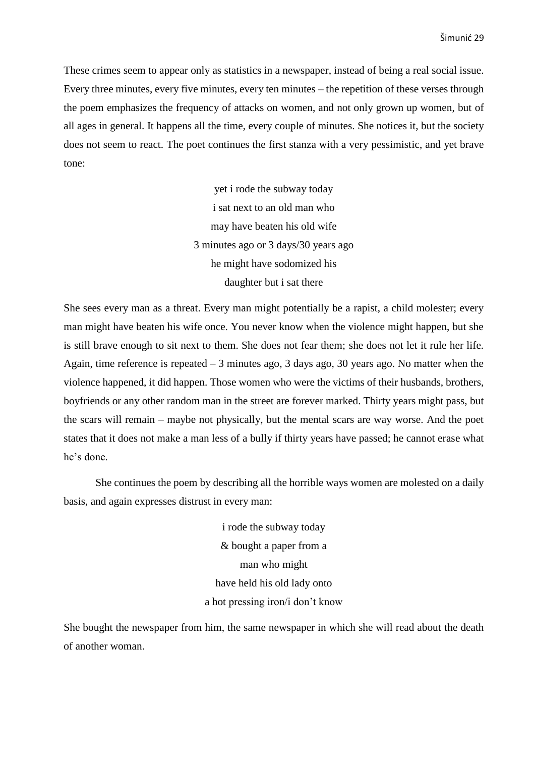These crimes seem to appear only as statistics in a newspaper, instead of being a real social issue. Every three minutes, every five minutes, every ten minutes – the repetition of these verses through the poem emphasizes the frequency of attacks on women, and not only grown up women, but of all ages in general. It happens all the time, every couple of minutes. She notices it, but the society does not seem to react. The poet continues the first stanza with a very pessimistic, and yet brave tone:

> yet i rode the subway today  
> i sat next to an old man who  
> may have beaten his old wife  
> 3 minutes ago or 3 days/30 years ago  
> he might have sodomized his  
> daughter but i sat there

She sees every man as a threat. Every man might potentially be a rapist, a child molester; every man might have beaten his wife once. You never know when the violence might happen, but she is still brave enough to sit next to them. She does not fear them; she does not let it rule her life. Again, time reference is repeated – 3 minutes ago, 3 days ago, 30 years ago. No matter when the violence happened, it did happen. Those women who were the victims of their husbands, brothers, boyfriends or any other random man in the street are forever marked. Thirty years might pass, but the scars will remain – maybe not physically, but the mental scars are way worse. And the poet states that it does not make a man less of a bully if thirty years have passed; he cannot erase what he's done.

She continues the poem by describing all the horrible ways women are molested on a daily basis, and again expresses distrust in every man:

> i rode the subway today  
> & bought a paper from a  
> man who might  
> have held his old lady onto  
> a hot pressing iron/i don't know

She bought the newspaper from him, the same newspaper in which she will read about the death of another woman.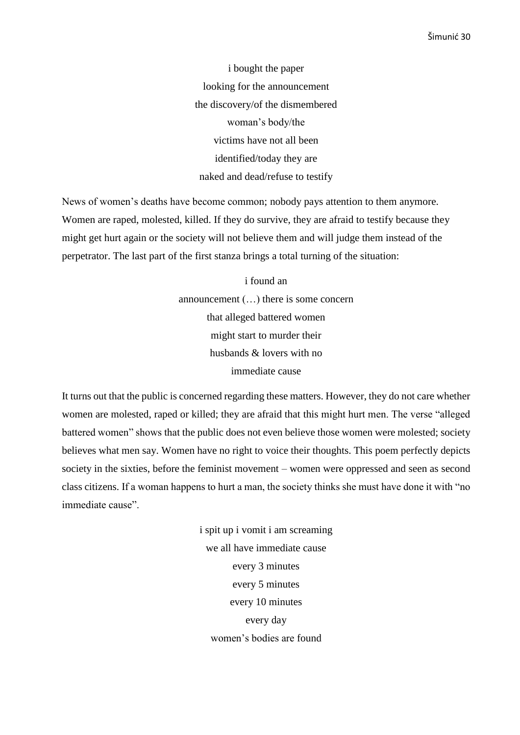i bought the paper  
looking for the announcement  
the discovery/of the dismembered  
woman's body/the  
victims have not all been  
identified/today they are  
naked and dead/refuse to testify

News of women's deaths have become common; nobody pays attention to them anymore. Women are raped, molested, killed. If they do survive, they are afraid to testify because they might get hurt again or the society will not believe them and will judge them instead of the perpetrator. The last part of the first stanza brings a total turning of the situation:

i found an  
announcement (…) there is some concern  
that alleged battered women  
might start to murder their  
husbands & lovers with no  
immediate cause

It turns out that the public is concerned regarding these matters. However, they do not care whether women are molested, raped or killed; they are afraid that this might hurt men. The verse "alleged battered women" shows that the public does not even believe those women were molested; society believes what men say. Women have no right to voice their thoughts. This poem perfectly depicts society in the sixties, before the feminist movement – women were oppressed and seen as second class citizens. If a woman happens to hurt a man, the society thinks she must have done it with "no immediate cause".

i spit up i vomit i am screaming  
we all have immediate cause  
every 3 minutes  
every 5 minutes  
every 10 minutes  
every day  
women's bodies are found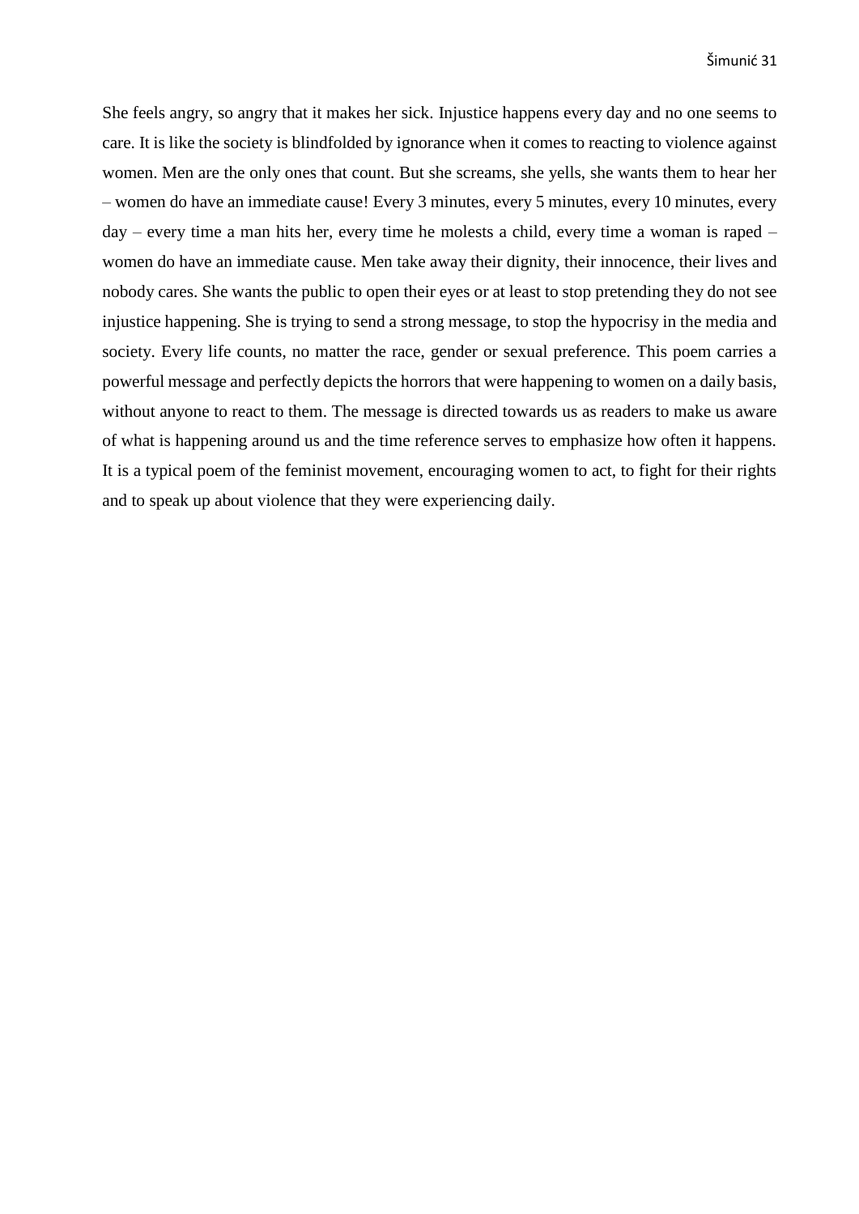She feels angry, so angry that it makes her sick. Injustice happens every day and no one seems to care. It is like the society is blindfolded by ignorance when it comes to reacting to violence against women. Men are the only ones that count. But she screams, she yells, she wants them to hear her – women do have an immediate cause! Every 3 minutes, every 5 minutes, every 10 minutes, every day – every time a man hits her, every time he molests a child, every time a woman is raped – women do have an immediate cause. Men take away their dignity, their innocence, their lives and nobody cares. She wants the public to open their eyes or at least to stop pretending they do not see injustice happening. She is trying to send a strong message, to stop the hypocrisy in the media and society. Every life counts, no matter the race, gender or sexual preference. This poem carries a powerful message and perfectly depicts the horrors that were happening to women on a daily basis, without anyone to react to them. The message is directed towards us as readers to make us aware of what is happening around us and the time reference serves to emphasize how often it happens. It is a typical poem of the feminist movement, encouraging women to act, to fight for their rights and to speak up about violence that they were experiencing daily.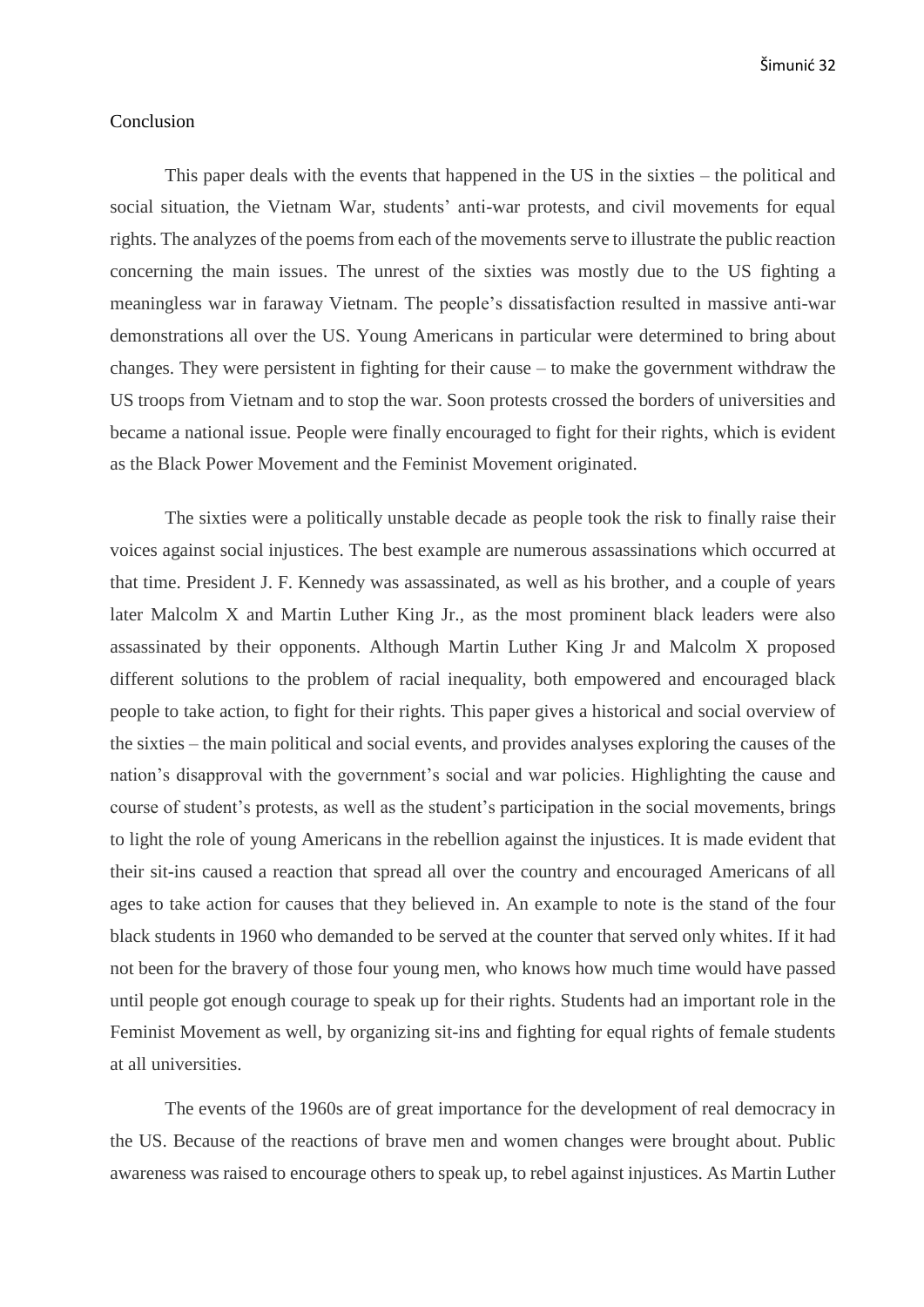## Conclusion

This paper deals with the events that happened in the US in the sixties – the political and social situation, the Vietnam War, students' anti-war protests, and civil movements for equal rights. The analyzes of the poems from each of the movements serve to illustrate the public reaction concerning the main issues. The unrest of the sixties was mostly due to the US fighting a meaningless war in faraway Vietnam. The people's dissatisfaction resulted in massive anti-war demonstrations all over the US. Young Americans in particular were determined to bring about changes. They were persistent in fighting for their cause – to make the government withdraw the US troops from Vietnam and to stop the war. Soon protests crossed the borders of universities and became a national issue. People were finally encouraged to fight for their rights, which is evident as the Black Power Movement and the Feminist Movement originated.

The sixties were a politically unstable decade as people took the risk to finally raise their voices against social injustices. The best example are numerous assassinations which occurred at that time. President J. F. Kennedy was assassinated, as well as his brother, and a couple of years later Malcolm X and Martin Luther King Jr., as the most prominent black leaders were also assassinated by their opponents. Although Martin Luther King Jr and Malcolm X proposed different solutions to the problem of racial inequality, both empowered and encouraged black people to take action, to fight for their rights. This paper gives a historical and social overview of the sixties – the main political and social events, and provides analyses exploring the causes of the nation's disapproval with the government's social and war policies. Highlighting the cause and course of student's protests, as well as the student's participation in the social movements, brings to light the role of young Americans in the rebellion against the injustices. It is made evident that their sit-ins caused a reaction that spread all over the country and encouraged Americans of all ages to take action for causes that they believed in. An example to note is the stand of the four black students in 1960 who demanded to be served at the counter that served only whites. If it had not been for the bravery of those four young men, who knows how much time would have passed until people got enough courage to speak up for their rights. Students had an important role in the Feminist Movement as well, by organizing sit-ins and fighting for equal rights of female students at all universities.

The events of the 1960s are of great importance for the development of real democracy in the US. Because of the reactions of brave men and women changes were brought about. Public awareness was raised to encourage others to speak up, to rebel against injustices. As Martin Luther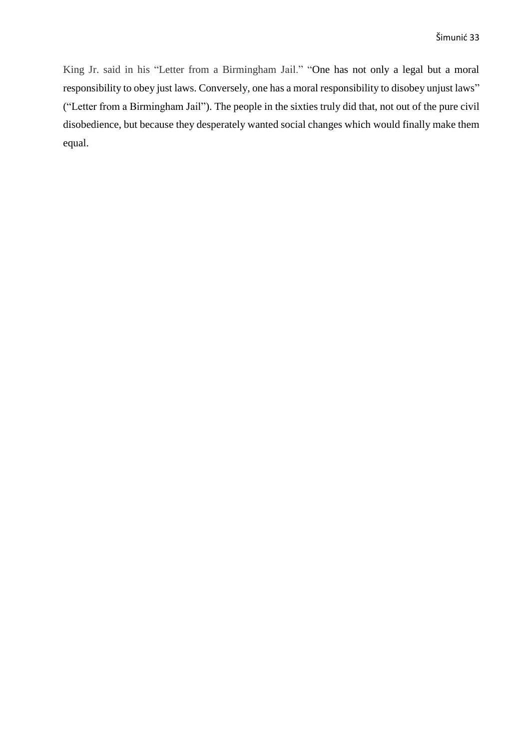King Jr. said in his “Letter from a Birmingham Jail.” “One has not only a legal but a moral responsibility to obey just laws. Conversely, one has a moral responsibility to disobey unjust laws” (“Letter from a Birmingham Jail”). The people in the sixties truly did that, not out of the pure civil disobedience, but because they desperately wanted social changes which would finally make them equal.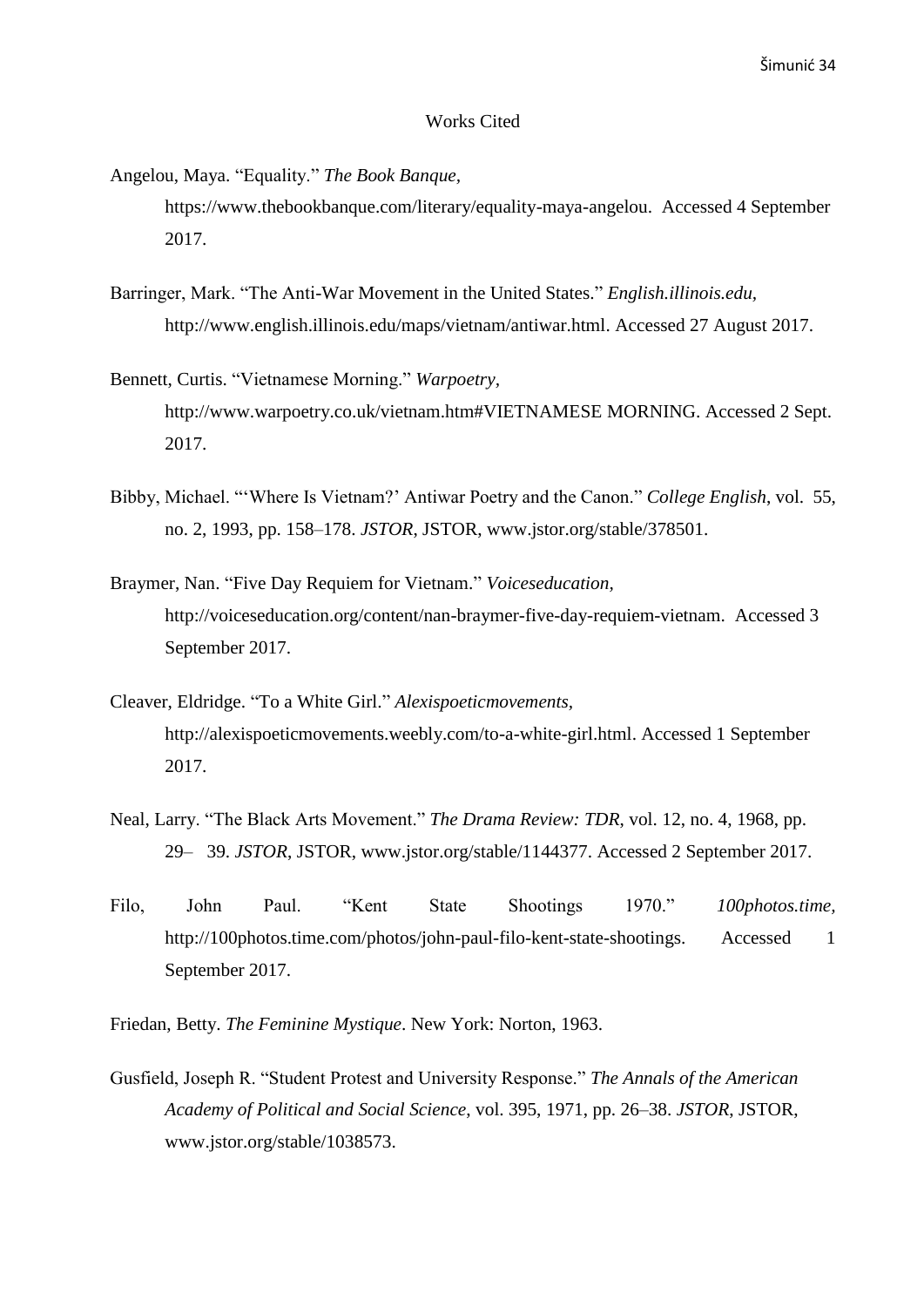# Works Cited

Angelou, Maya. "Equality." *The Book Banque*, https://www.thebookbanque.com/literary/equality-maya-angelou. Accessed 4 September 2017.

Barringer, Mark. "The Anti-War Movement in the United States." *English.illinois.edu,* http://www.english.illinois.edu/maps/vietnam/antiwar.html. Accessed 27 August 2017.

Bennett, Curtis. "Vietnamese Morning." *Warpoetry,* http://www.warpoetry.co.uk/vietnam.htm#VIETNAMESE MORNING. Accessed 2 Sept. 2017.

Bibby, Michael. "'Where Is Vietnam?' Antiwar Poetry and the Canon." *College English*, vol. 55, no. 2, 1993, pp. 158–178. *JSTOR*, JSTOR, www.jstor.org/stable/378501.

Braymer, Nan. "Five Day Requiem for Vietnam." *Voiceseducation,* http://voiceseducation.org/content/nan-braymer-five-day-requiem-vietnam. Accessed 3 September 2017.

Cleaver, Eldridge. "To a White Girl." *Alexispoeticmovements,* http://alexispoeticmovements.weebly.com/to-a-white-girl.html. Accessed 1 September 2017.

Neal, Larry. "The Black Arts Movement." *The Drama Review: TDR*, vol. 12, no. 4, 1968, pp. 29– 39. *JSTOR*, JSTOR, www.jstor.org/stable/1144377. Accessed 2 September 2017.

Filo, John Paul. "Kent State Shootings 1970." *100photos.time,* http://100photos.time.com/photos/john-paul-filo-kent-state-shootings. Accessed 1 September 2017.

Friedan, Betty. *The Feminine Mystique*. New York: Norton, 1963.

Gusfield, Joseph R. "Student Protest and University Response." *The Annals of the American Academy of Political and Social Science*, vol. 395, 1971, pp. 26–38. *JSTOR*, JSTOR, www.jstor.org/stable/1038573.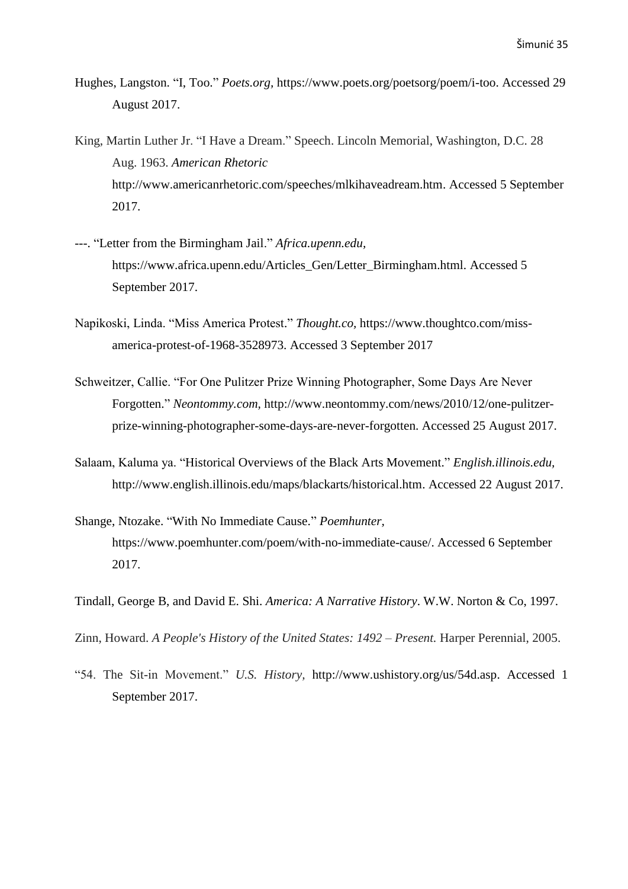Hughes, Langston. “I, Too.” *Poets.org,* https://www.poets.org/poetsorg/poem/i-too. Accessed 29 August 2017.

King, Martin Luther Jr. “I Have a Dream.” Speech. Lincoln Memorial, Washington, D.C. 28 Aug. 1963. *American Rhetoric* http://www.americanrhetoric.com/speeches/mlkihaveadream.htm. Accessed 5 September 2017.

---. “Letter from the Birmingham Jail.” *Africa.upenn.edu,* https://www.africa.upenn.edu/Articles_Gen/Letter_Birmingham.html. Accessed 5 September 2017.

Napikoski, Linda. “Miss America Protest.” *Thought.co,* https://www.thoughtco.com/miss-america-protest-of-1968-3528973. Accessed 3 September 2017

Schweitzer, Callie. “For One Pulitzer Prize Winning Photographer, Some Days Are Never Forgotten.” *Neontommy.com,* http://www.neontommy.com/news/2010/12/one-pulitzer-prize-winning-photographer-some-days-are-never-forgotten. Accessed 25 August 2017.

Salaam, Kaluma ya. “Historical Overviews of the Black Arts Movement.” *English.illinois.edu,* http://www.english.illinois.edu/maps/blackarts/historical.htm. Accessed 22 August 2017.

Shange, Ntozake. “With No Immediate Cause.” *Poemhunter,* https://www.poemhunter.com/poem/with-no-immediate-cause/. Accessed 6 September 2017.

Tindall, George B, and David E. Shi. *America: A Narrative History*. W.W. Norton & Co, 1997.

Zinn, Howard. *A People's History of the United States: 1492 – Present.* Harper Perennial, 2005.

“54. The Sit-in Movement.” *U.S. History,* http://www.ushistory.org/us/54d.asp. Accessed 1 September 2017.